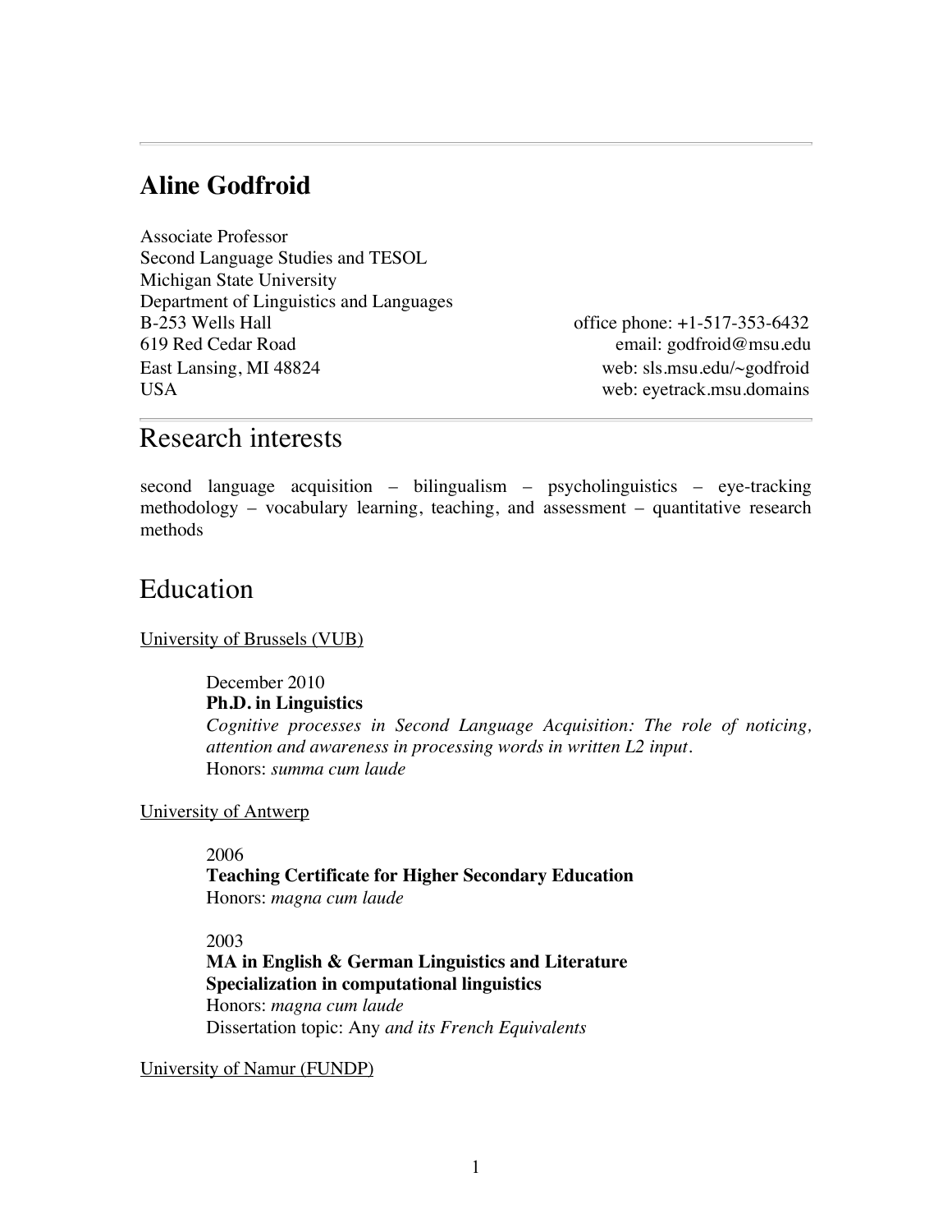# Aline Godfroid

Associate Professor
Second Language Studies and TESOL
Michigan State University
Department of Linguistics and Languages
B-253 Wells Hall
619 Red Cedar Road
East Lansing, MI 48824
USA

office phone: +1-517-353-6432
email: godfroid@msu.edu
web: sls.msu.edu/~godfroid
web: eyetrack.msu.domains

## Research interests

second language acquisition – bilingualism – psycholinguistics – eye-tracking methodology – vocabulary learning, teaching, and assessment – quantitative research methods

## Education

University of Brussels (VUB)

December 2010
**Ph.D. in Linguistics**
*Cognitive processes in Second Language Acquisition: The role of noticing, attention and awareness in processing words in written L2 input.*
Honors: *summa cum laude*

University of Antwerp

2006
**Teaching Certificate for Higher Secondary Education**
Honors: *magna cum laude*

2003
**MA in English & German Linguistics and Literature**
**Specialization in computational linguistics**
Honors: *magna cum laude*
Dissertation topic: Any *and its French Equivalents*

University of Namur (FUNDP)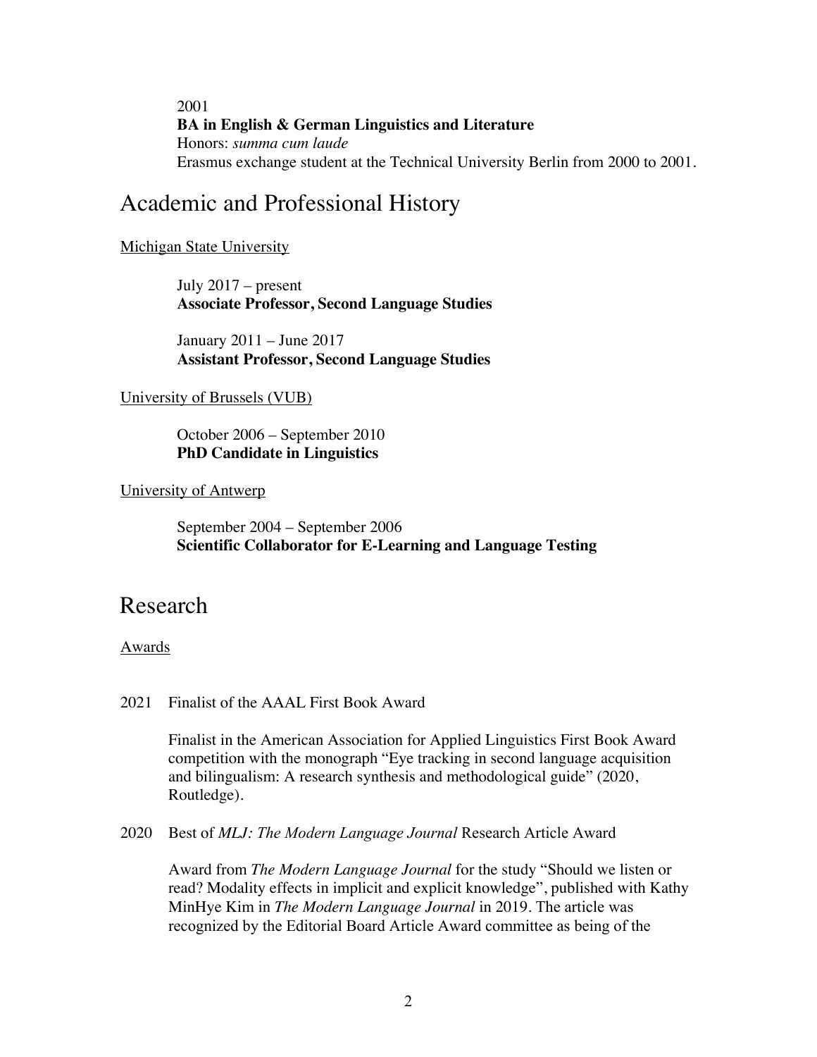2001
**BA in English & German Linguistics and Literature**
Honors: *summa cum laude*
Erasmus exchange student at the Technical University Berlin from 2000 to 2001.

# Academic and Professional History

Michigan State University

July 2017 – present
**Associate Professor, Second Language Studies**

January 2011 – June 2017
**Assistant Professor, Second Language Studies**

University of Brussels (VUB)

October 2006 – September 2010
**PhD Candidate in Linguistics**

University of Antwerp

September 2004 – September 2006
**Scientific Collaborator for E-Learning and Language Testing**

# Research

Awards

2021 Finalist of the AAAL First Book Award

Finalist in the American Association for Applied Linguistics First Book Award competition with the monograph "Eye tracking in second language acquisition and bilingualism: A research synthesis and methodological guide" (2020, Routledge).

2020 Best of *MLJ: The Modern Language Journal* Research Article Award

Award from *The Modern Language Journal* for the study "Should we listen or read? Modality effects in implicit and explicit knowledge", published with Kathy MinHye Kim in *The Modern Language Journal* in 2019. The article was recognized by the Editorial Board Article Award committee as being of the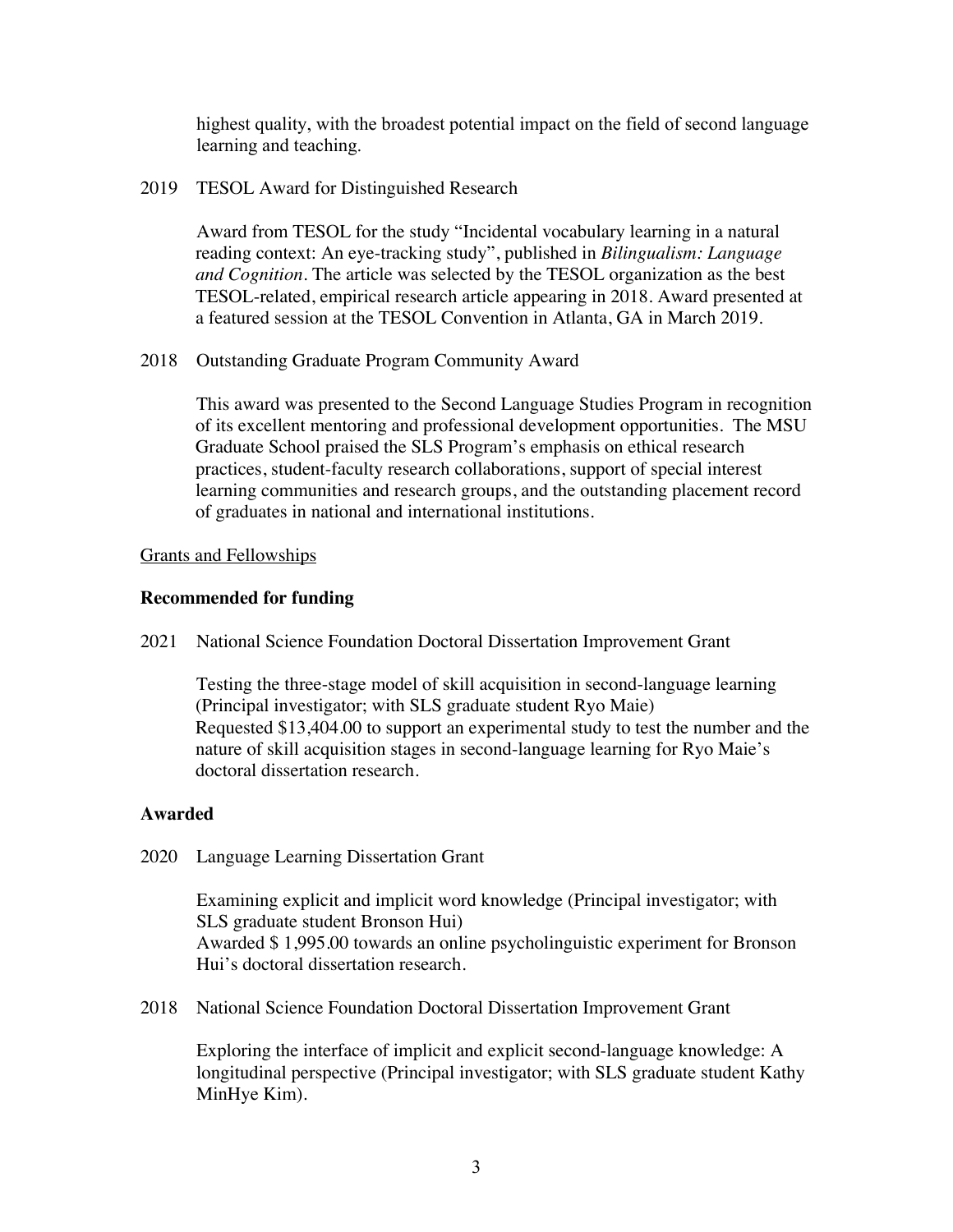highest quality, with the broadest potential impact on the field of second language learning and teaching.

2019 TESOL Award for Distinguished Research

Award from TESOL for the study "Incidental vocabulary learning in a natural reading context: An eye-tracking study", published in *Bilingualism: Language and Cognition*. The article was selected by the TESOL organization as the best TESOL-related, empirical research article appearing in 2018. Award presented at a featured session at the TESOL Convention in Atlanta, GA in March 2019.

2018 Outstanding Graduate Program Community Award

This award was presented to the Second Language Studies Program in recognition of its excellent mentoring and professional development opportunities. The MSU Graduate School praised the SLS Program's emphasis on ethical research practices, student-faculty research collaborations, support of special interest learning communities and research groups, and the outstanding placement record of graduates in national and international institutions.

<u>Grants and Fellowships</u>

**Recommended for funding**

2021 National Science Foundation Doctoral Dissertation Improvement Grant

Testing the three-stage model of skill acquisition in second-language learning (Principal investigator; with SLS graduate student Ryo Maie)
Requested $13,404.00 to support an experimental study to test the number and the nature of skill acquisition stages in second-language learning for Ryo Maie's doctoral dissertation research.

**Awarded**

2020 Language Learning Dissertation Grant

Examining explicit and implicit word knowledge (Principal investigator; with SLS graduate student Bronson Hui)
Awarded $ 1,995.00 towards an online psycholinguistic experiment for Bronson Hui's doctoral dissertation research.

2018 National Science Foundation Doctoral Dissertation Improvement Grant

Exploring the interface of implicit and explicit second-language knowledge: A longitudinal perspective (Principal investigator; with SLS graduate student Kathy MinHye Kim).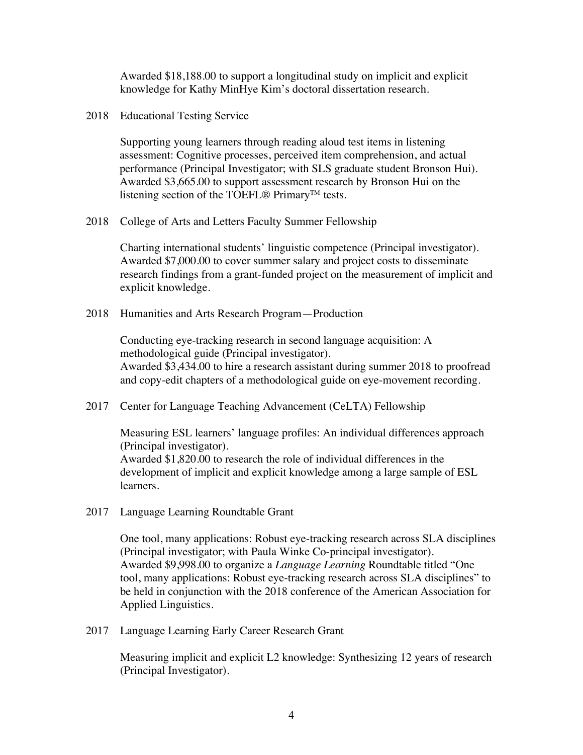Awarded $18,188.00 to support a longitudinal study on implicit and explicit knowledge for Kathy MinHye Kim's doctoral dissertation research.

2018 Educational Testing Service

Supporting young learners through reading aloud test items in listening assessment: Cognitive processes, perceived item comprehension, and actual performance (Principal Investigator; with SLS graduate student Bronson Hui). Awarded $3,665.00 to support assessment research by Bronson Hui on the listening section of the TOEFL® Primary™ tests.

2018 College of Arts and Letters Faculty Summer Fellowship

Charting international students' linguistic competence (Principal investigator). Awarded $7,000.00 to cover summer salary and project costs to disseminate research findings from a grant-funded project on the measurement of implicit and explicit knowledge.

2018 Humanities and Arts Research Program—Production

Conducting eye-tracking research in second language acquisition: A methodological guide (Principal investigator).
Awarded $3,434.00 to hire a research assistant during summer 2018 to proofread and copy-edit chapters of a methodological guide on eye-movement recording.

2017 Center for Language Teaching Advancement (CeLTA) Fellowship

Measuring ESL learners' language profiles: An individual differences approach (Principal investigator).
Awarded $1,820.00 to research the role of individual differences in the development of implicit and explicit knowledge among a large sample of ESL learners.

2017 Language Learning Roundtable Grant

One tool, many applications: Robust eye-tracking research across SLA disciplines (Principal investigator; with Paula Winke Co-principal investigator).
Awarded $9,998.00 to organize a *Language Learning* Roundtable titled "One tool, many applications: Robust eye-tracking research across SLA disciplines" to be held in conjunction with the 2018 conference of the American Association for Applied Linguistics.

2017 Language Learning Early Career Research Grant

Measuring implicit and explicit L2 knowledge: Synthesizing 12 years of research (Principal Investigator).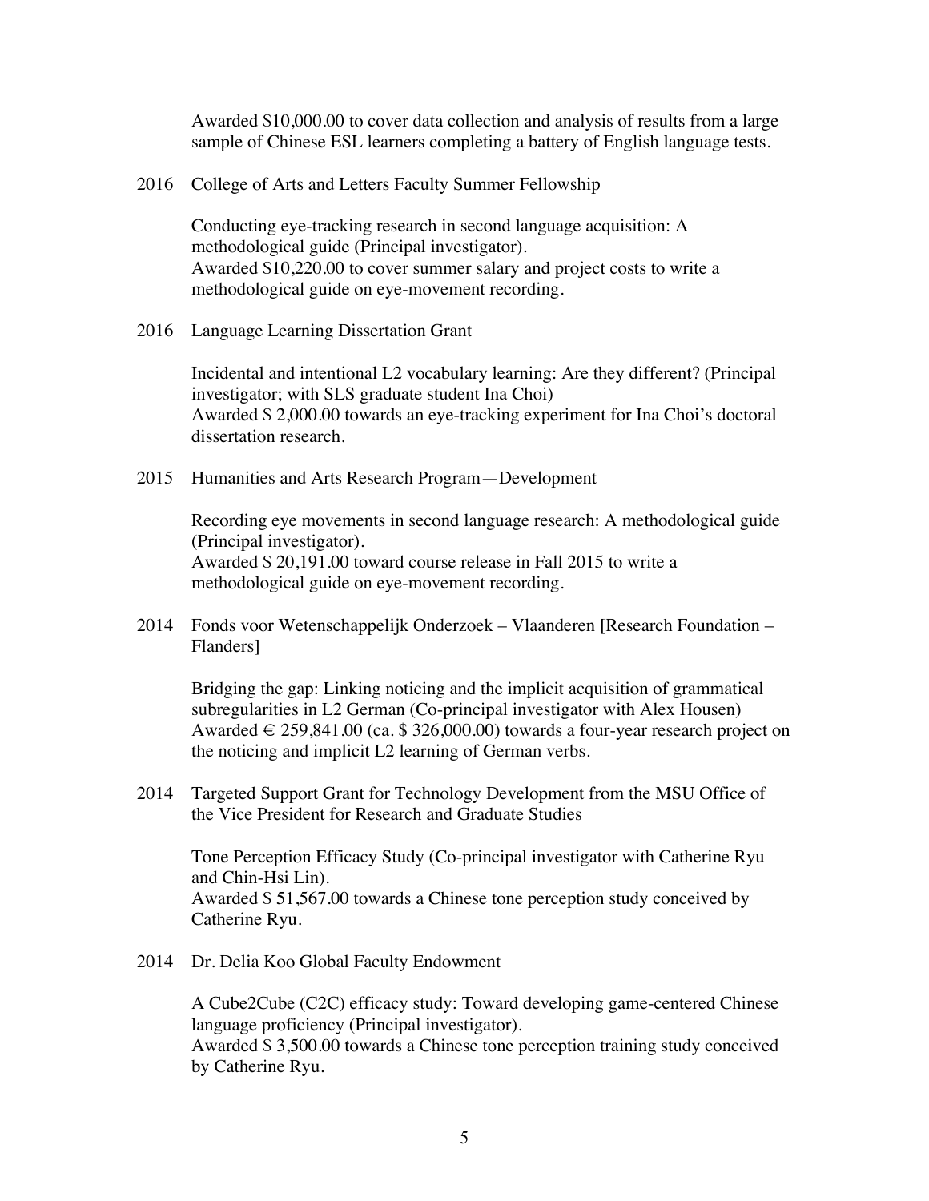Awarded $10,000.00 to cover data collection and analysis of results from a large sample of Chinese ESL learners completing a battery of English language tests.

2016 College of Arts and Letters Faculty Summer Fellowship

Conducting eye-tracking research in second language acquisition: A methodological guide (Principal investigator).
Awarded $10,220.00 to cover summer salary and project costs to write a methodological guide on eye-movement recording.

2016 Language Learning Dissertation Grant

Incidental and intentional L2 vocabulary learning: Are they different? (Principal investigator; with SLS graduate student Ina Choi)
Awarded $ 2,000.00 towards an eye-tracking experiment for Ina Choi's doctoral dissertation research.

2015 Humanities and Arts Research Program—Development

Recording eye movements in second language research: A methodological guide (Principal investigator).
Awarded $ 20,191.00 toward course release in Fall 2015 to write a methodological guide on eye-movement recording.

2014 Fonds voor Wetenschappelijk Onderzoek – Vlaanderen [Research Foundation – Flanders]

Bridging the gap: Linking noticing and the implicit acquisition of grammatical subregularities in L2 German (Co-principal investigator with Alex Housen)
Awarded € 259,841.00 (ca. $ 326,000.00) towards a four-year research project on the noticing and implicit L2 learning of German verbs.

2014 Targeted Support Grant for Technology Development from the MSU Office of the Vice President for Research and Graduate Studies

Tone Perception Efficacy Study (Co-principal investigator with Catherine Ryu and Chin-Hsi Lin).
Awarded $ 51,567.00 towards a Chinese tone perception study conceived by Catherine Ryu.

2014 Dr. Delia Koo Global Faculty Endowment

A Cube2Cube (C2C) efficacy study: Toward developing game-centered Chinese language proficiency (Principal investigator).
Awarded $ 3,500.00 towards a Chinese tone perception training study conceived by Catherine Ryu.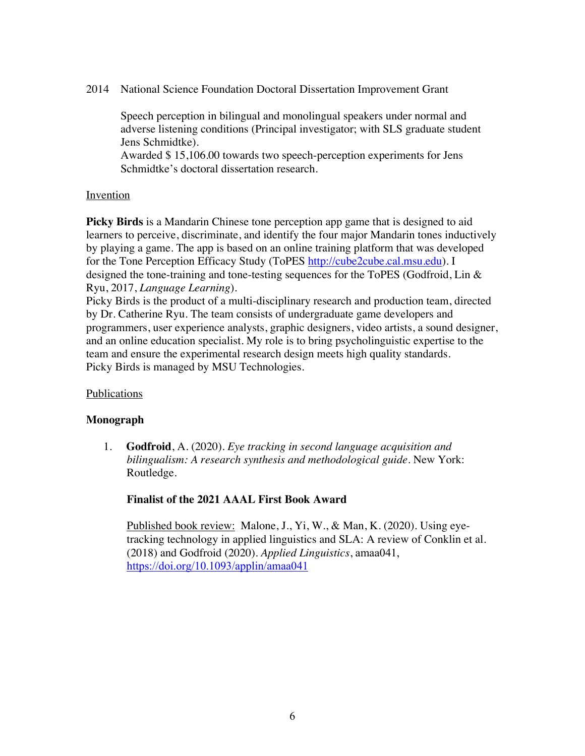2014 National Science Foundation Doctoral Dissertation Improvement Grant

Speech perception in bilingual and monolingual speakers under normal and adverse listening conditions (Principal investigator; with SLS graduate student Jens Schmidtke).
Awarded $ 15,106.00 towards two speech-perception experiments for Jens Schmidtke's doctoral dissertation research.

<u>Invention</u>

**Picky Birds** is a Mandarin Chinese tone perception app game that is designed to aid learners to perceive, discriminate, and identify the four major Mandarin tones inductively by playing a game. The app is based on an online training platform that was developed for the Tone Perception Efficacy Study (ToPES http://cube2cube.cal.msu.edu). I designed the tone-training and tone-testing sequences for the ToPES (Godfroid, Lin & Ryu, 2017, *Language Learning*).
Picky Birds is the product of a multi-disciplinary research and production team, directed by Dr. Catherine Ryu. The team consists of undergraduate game developers and programmers, user experience analysts, graphic designers, video artists, a sound designer, and an online education specialist. My role is to bring psycholinguistic expertise to the team and ensure the experimental research design meets high quality standards.
Picky Birds is managed by MSU Technologies.

<u>Publications</u>

**Monograph**

1. **Godfroid**, A. (2020). *Eye tracking in second language acquisition and bilingualism: A research synthesis and methodological guide*. New York: Routledge.

   **Finalist of the 2021 AAAL First Book Award**

   <u>Published book review:</u> Malone, J., Yi, W., & Man, K. (2020). Using eye-tracking technology in applied linguistics and SLA: A review of Conklin et al. (2018) and Godfroid (2020). *Applied Linguistics*, amaa041, https://doi.org/10.1093/applin/amaa041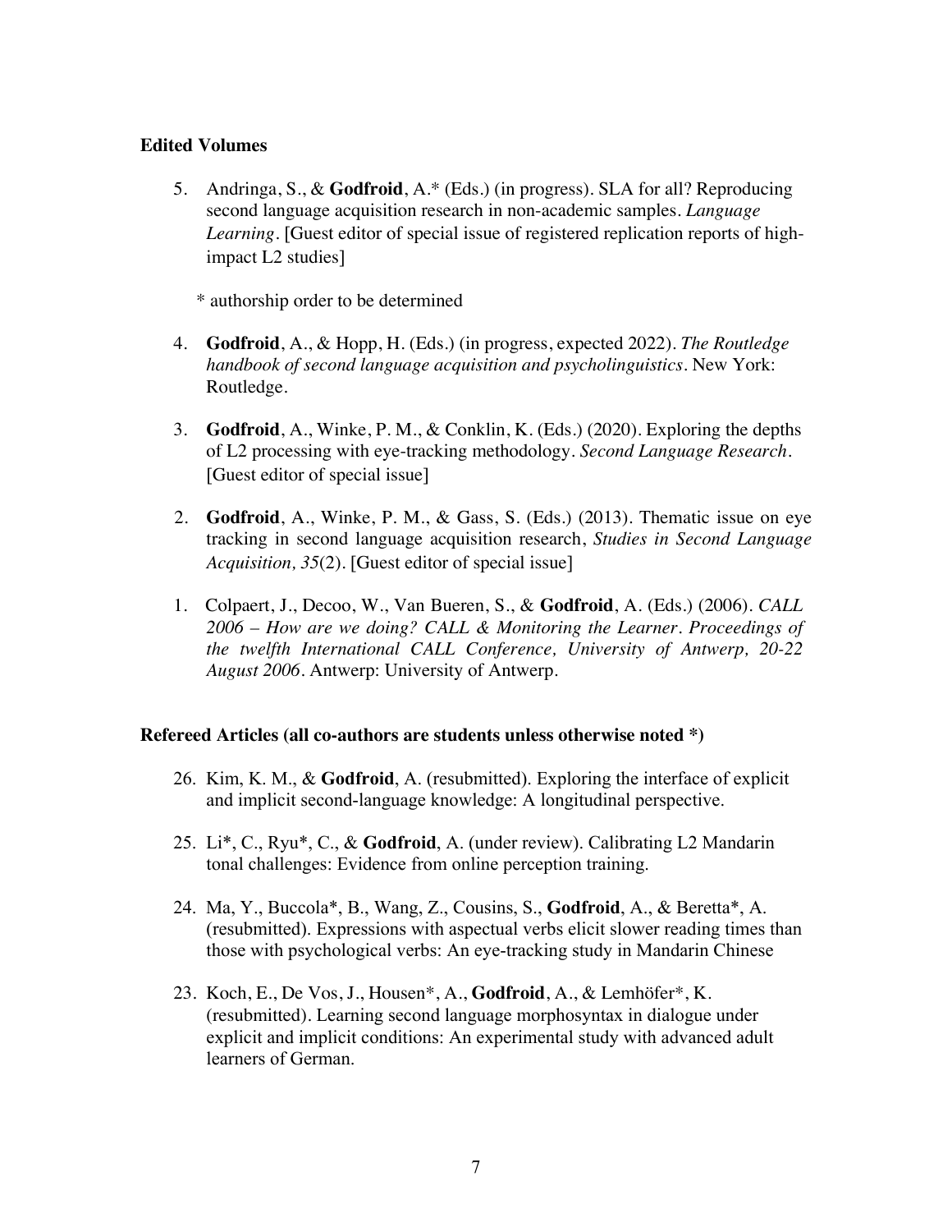**Edited Volumes**

5. Andringa, S., & **Godfroid**, A.* (Eds.) (in progress). SLA for all? Reproducing second language acquisition research in non-academic samples. *Language Learning*. [Guest editor of special issue of registered replication reports of high-impact L2 studies]

   * authorship order to be determined

4. **Godfroid**, A., & Hopp, H. (Eds.) (in progress, expected 2022). *The Routledge handbook of second language acquisition and psycholinguistics*. New York: Routledge.

3. **Godfroid**, A., Winke, P. M., & Conklin, K. (Eds.) (2020). Exploring the depths of L2 processing with eye-tracking methodology. *Second Language Research*. [Guest editor of special issue]

2. **Godfroid**, A., Winke, P. M., & Gass, S. (Eds.) (2013). Thematic issue on eye tracking in second language acquisition research, *Studies in Second Language Acquisition, 35*(2). [Guest editor of special issue]

1. Colpaert, J., Decoo, W., Van Bueren, S., & **Godfroid**, A. (Eds.) (2006). *CALL 2006 – How are we doing? CALL & Monitoring the Learner. Proceedings of the twelfth International CALL Conference, University of Antwerp, 20-22 August 2006*. Antwerp: University of Antwerp.

**Refereed Articles (all co-authors are students unless otherwise noted *)**

26. Kim, K. M., & **Godfroid**, A. (resubmitted). Exploring the interface of explicit and implicit second-language knowledge: A longitudinal perspective.

25. Li*, C., Ryu*, C., & **Godfroid**, A. (under review). Calibrating L2 Mandarin tonal challenges: Evidence from online perception training.

24. Ma, Y., Buccola*, B., Wang, Z., Cousins, S., **Godfroid**, A., & Beretta*, A. (resubmitted). Expressions with aspectual verbs elicit slower reading times than those with psychological verbs: An eye-tracking study in Mandarin Chinese

23. Koch, E., De Vos, J., Housen*, A., **Godfroid**, A., & Lemhöfer*, K. (resubmitted). Learning second language morphosyntax in dialogue under explicit and implicit conditions: An experimental study with advanced adult learners of German.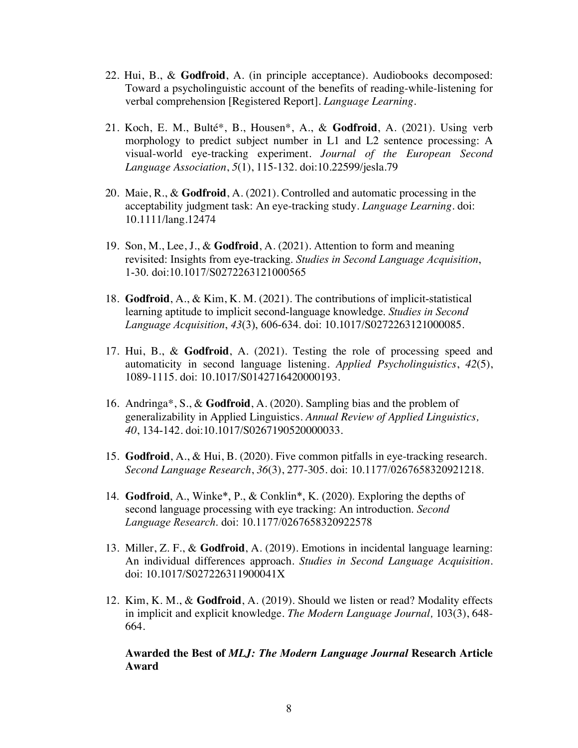22. Hui, B., & **Godfroid**, A. (in principle acceptance). Audiobooks decomposed: Toward a psycholinguistic account of the benefits of reading-while-listening for verbal comprehension [Registered Report]. *Language Learning*.

21. Koch, E. M., Bulté*, B., Housen*, A., & **Godfroid**, A. (2021). Using verb morphology to predict subject number in L1 and L2 sentence processing: A visual-world eye-tracking experiment. *Journal of the European Second Language Association*, *5*(1), 115-132. doi:10.22599/jesla.79

20. Maie, R., & **Godfroid**, A. (2021). Controlled and automatic processing in the acceptability judgment task: An eye-tracking study. *Language Learning*. doi: 10.1111/lang.12474

19. Son, M., Lee, J., & **Godfroid**, A. (2021). Attention to form and meaning revisited: Insights from eye-tracking. *Studies in Second Language Acquisition*, 1-30. doi:10.1017/S0272263121000565

18. **Godfroid**, A., & Kim, K. M. (2021). The contributions of implicit-statistical learning aptitude to implicit second-language knowledge. *Studies in Second Language Acquisition*, *43*(3), 606-634. doi: 10.1017/S0272263121000085.

17. Hui, B., & **Godfroid**, A. (2021). Testing the role of processing speed and automaticity in second language listening. *Applied Psycholinguistics*, *42*(5), 1089-1115. doi: 10.1017/S0142716420000193.

16. Andringa*, S., & **Godfroid**, A. (2020). Sampling bias and the problem of generalizability in Applied Linguistics. *Annual Review of Applied Linguistics, 40*, 134-142. doi:10.1017/S0267190520000033.

15. **Godfroid**, A., & Hui, B. (2020). Five common pitfalls in eye-tracking research. *Second Language Research*, *36*(3), 277-305. doi: 10.1177/0267658320921218.

14. **Godfroid**, A., Winke*, P., & Conklin*, K. (2020). Exploring the depths of second language processing with eye tracking: An introduction. *Second Language Research*. doi: 10.1177/0267658320922578

13. Miller, Z. F., & **Godfroid**, A. (2019). Emotions in incidental language learning: An individual differences approach. *Studies in Second Language Acquisition*. doi: 10.1017/S027226311900041X

12. Kim, K. M., & **Godfroid**, A. (2019). Should we listen or read? Modality effects in implicit and explicit knowledge. *The Modern Language Journal,* 103(3), 648-664.

    **Awarded the Best of *MLJ: The Modern Language Journal* Research Article Award**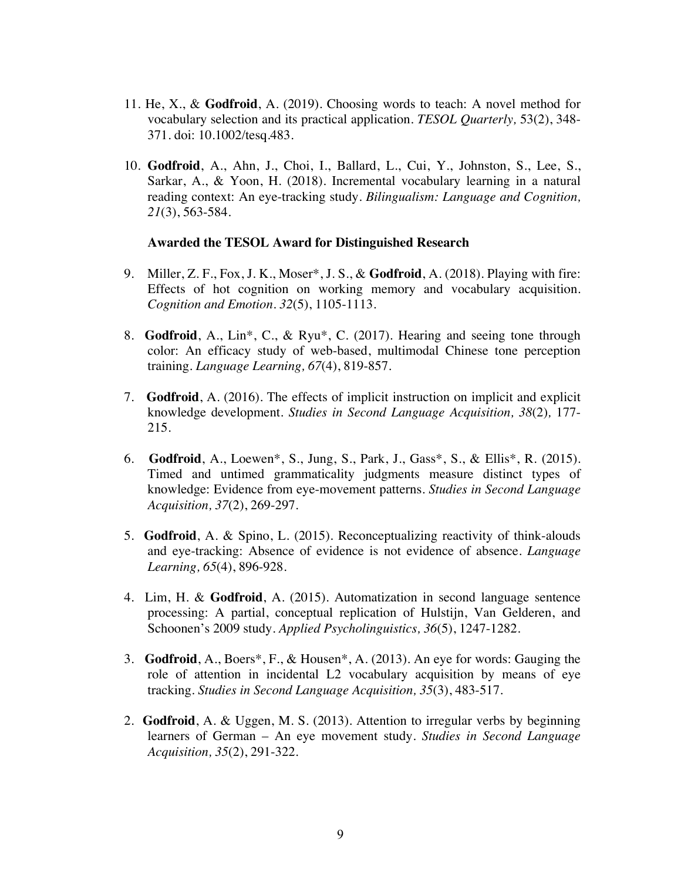11. He, X., & **Godfroid**, A. (2019). Choosing words to teach: A novel method for vocabulary selection and its practical application. *TESOL Quarterly,* 53(2), 348-371. doi: 10.1002/tesq.483.

10. **Godfroid**, A., Ahn, J., Choi, I., Ballard, L., Cui, Y., Johnston, S., Lee, S., Sarkar, A., & Yoon, H. (2018). Incremental vocabulary learning in a natural reading context: An eye-tracking study. *Bilingualism: Language and Cognition, 21*(3), 563-584.

    **Awarded the TESOL Award for Distinguished Research**

9. Miller, Z. F., Fox, J. K., Moser*, J. S., & **Godfroid**, A. (2018). Playing with fire: Effects of hot cognition on working memory and vocabulary acquisition. *Cognition and Emotion. 32*(5), 1105-1113.

8. **Godfroid**, A., Lin*, C., & Ryu*, C. (2017). Hearing and seeing tone through color: An efficacy study of web-based, multimodal Chinese tone perception training. *Language Learning, 67*(4), 819-857.

7. **Godfroid**, A. (2016). The effects of implicit instruction on implicit and explicit knowledge development. *Studies in Second Language Acquisition, 38*(2)*,* 177-215.

6. **Godfroid**, A., Loewen*, S., Jung, S., Park, J., Gass*, S., & Ellis*, R. (2015). Timed and untimed grammaticality judgments measure distinct types of knowledge: Evidence from eye-movement patterns. *Studies in Second Language Acquisition, 37*(2), 269-297.

5. **Godfroid**, A. & Spino, L. (2015). Reconceptualizing reactivity of think-alouds and eye-tracking: Absence of evidence is not evidence of absence. *Language Learning, 65*(4), 896-928.

4. Lim, H. & **Godfroid**, A. (2015). Automatization in second language sentence processing: A partial, conceptual replication of Hulstijn, Van Gelderen, and Schoonen's 2009 study. *Applied Psycholinguistics, 36*(5), 1247-1282.

3. **Godfroid**, A., Boers*, F., & Housen*, A. (2013). An eye for words: Gauging the role of attention in incidental L2 vocabulary acquisition by means of eye tracking. *Studies in Second Language Acquisition, 35*(3), 483-517.

2. **Godfroid**, A. & Uggen, M. S. (2013). Attention to irregular verbs by beginning learners of German – An eye movement study. *Studies in Second Language Acquisition, 35*(2), 291-322.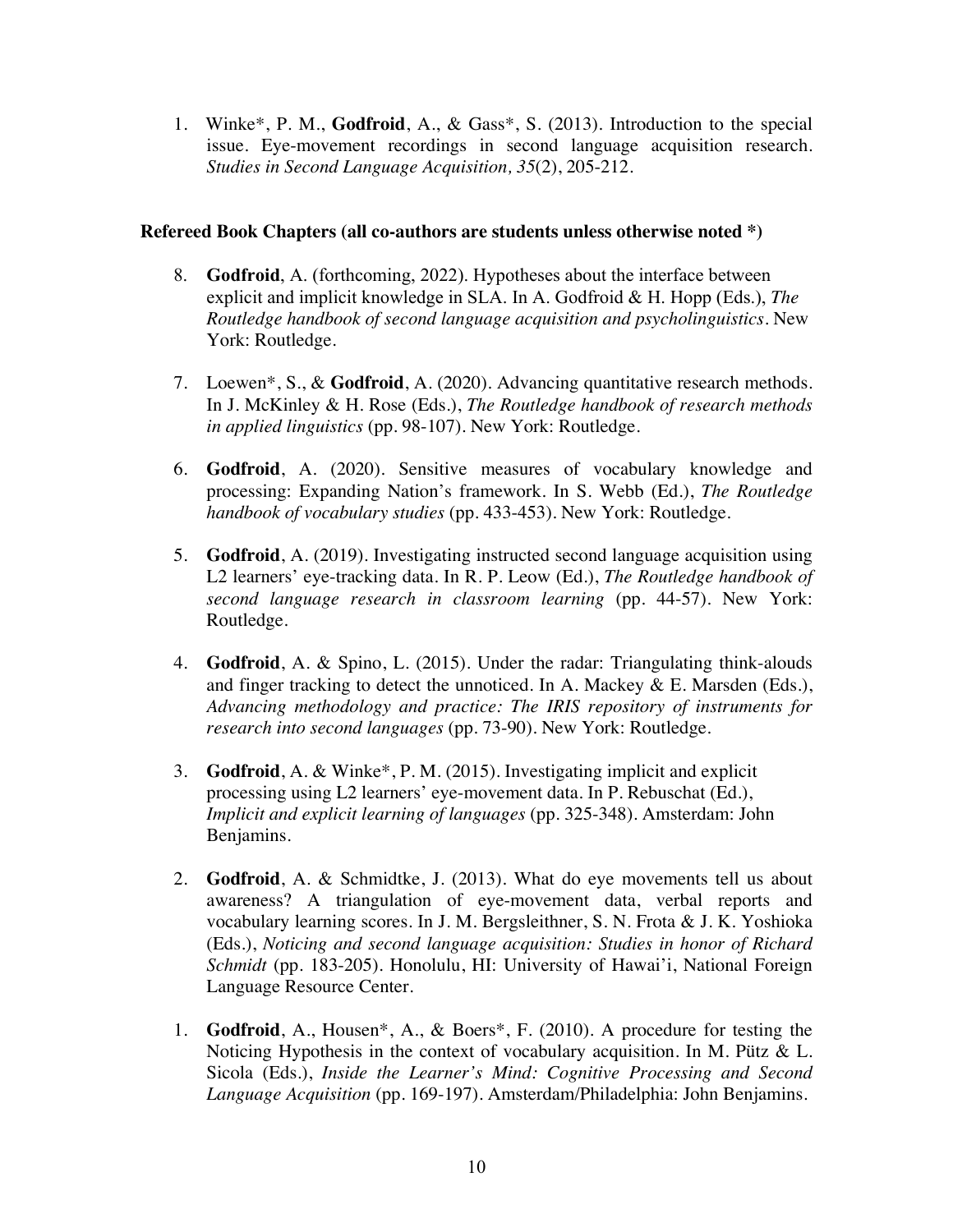1. Winke*, P. M., **Godfroid**, A., & Gass*, S. (2013). Introduction to the special issue. Eye-movement recordings in second language acquisition research. *Studies in Second Language Acquisition, 35*(2), 205-212.

**Refereed Book Chapters (all co-authors are students unless otherwise noted *)**

8. **Godfroid**, A. (forthcoming, 2022). Hypotheses about the interface between explicit and implicit knowledge in SLA. In A. Godfroid & H. Hopp (Eds.), *The Routledge handbook of second language acquisition and psycholinguistics*. New York: Routledge.

7. Loewen*, S., & **Godfroid**, A. (2020). Advancing quantitative research methods. In J. McKinley & H. Rose (Eds.), *The Routledge handbook of research methods in applied linguistics* (pp. 98-107). New York: Routledge.

6. **Godfroid**, A. (2020). Sensitive measures of vocabulary knowledge and processing: Expanding Nation's framework. In S. Webb (Ed.), *The Routledge handbook of vocabulary studies* (pp. 433-453). New York: Routledge.

5. **Godfroid**, A. (2019). Investigating instructed second language acquisition using L2 learners' eye-tracking data. In R. P. Leow (Ed.), *The Routledge handbook of second language research in classroom learning* (pp. 44-57). New York: Routledge.

4. **Godfroid**, A. & Spino, L. (2015). Under the radar: Triangulating think-alouds and finger tracking to detect the unnoticed. In A. Mackey & E. Marsden (Eds.), *Advancing methodology and practice: The IRIS repository of instruments for research into second languages* (pp. 73-90). New York: Routledge.

3. **Godfroid**, A. & Winke*, P. M. (2015). Investigating implicit and explicit processing using L2 learners' eye-movement data. In P. Rebuschat (Ed.), *Implicit and explicit learning of languages* (pp. 325-348). Amsterdam: John Benjamins.

2. **Godfroid**, A. & Schmidtke, J. (2013). What do eye movements tell us about awareness? A triangulation of eye-movement data, verbal reports and vocabulary learning scores. In J. M. Bergsleithner, S. N. Frota & J. K. Yoshioka (Eds.), *Noticing and second language acquisition: Studies in honor of Richard Schmidt* (pp. 183-205). Honolulu, HI: University of Hawai'i, National Foreign Language Resource Center.

1. **Godfroid**, A., Housen*, A., & Boers*, F. (2010). A procedure for testing the Noticing Hypothesis in the context of vocabulary acquisition. In M. Pütz & L. Sicola (Eds.), *Inside the Learner's Mind: Cognitive Processing and Second Language Acquisition* (pp. 169-197). Amsterdam/Philadelphia: John Benjamins.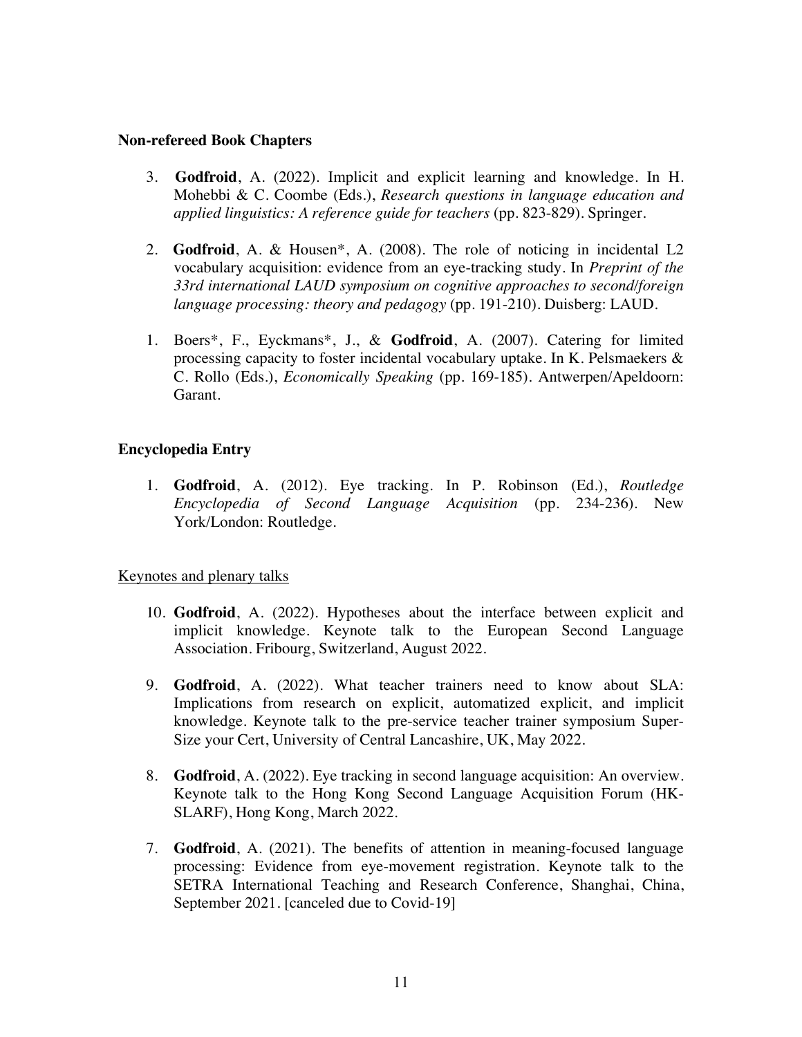**Non-refereed Book Chapters**

3. **Godfroid**, A. (2022). Implicit and explicit learning and knowledge. In H. Mohebbi & C. Coombe (Eds.), *Research questions in language education and applied linguistics: A reference guide for teachers* (pp. 823-829). Springer.

2. **Godfroid**, A. & Housen*, A. (2008). The role of noticing in incidental L2 vocabulary acquisition: evidence from an eye-tracking study. In *Preprint of the 33rd international LAUD symposium on cognitive approaches to second/foreign language processing: theory and pedagogy* (pp. 191-210). Duisberg: LAUD.

1. Boers*, F., Eyckmans*, J., & **Godfroid**, A. (2007). Catering for limited processing capacity to foster incidental vocabulary uptake. In K. Pelsmaekers & C. Rollo (Eds.), *Economically Speaking* (pp. 169-185). Antwerpen/Apeldoorn: Garant.

**Encyclopedia Entry**

1. **Godfroid**, A. (2012). Eye tracking. In P. Robinson (Ed.), *Routledge Encyclopedia of Second Language Acquisition* (pp. 234-236). New York/London: Routledge.

<u>Keynotes and plenary talks</u>

10. **Godfroid**, A. (2022). Hypotheses about the interface between explicit and implicit knowledge. Keynote talk to the European Second Language Association. Fribourg, Switzerland, August 2022.

9. **Godfroid**, A. (2022). What teacher trainers need to know about SLA: Implications from research on explicit, automatized explicit, and implicit knowledge. Keynote talk to the pre-service teacher trainer symposium Super-Size your Cert, University of Central Lancashire, UK, May 2022.

8. **Godfroid**, A. (2022). Eye tracking in second language acquisition: An overview. Keynote talk to the Hong Kong Second Language Acquisition Forum (HK-SLARF), Hong Kong, March 2022.

7. **Godfroid**, A. (2021). The benefits of attention in meaning-focused language processing: Evidence from eye-movement registration. Keynote talk to the SETRA International Teaching and Research Conference, Shanghai, China, September 2021. [canceled due to Covid-19]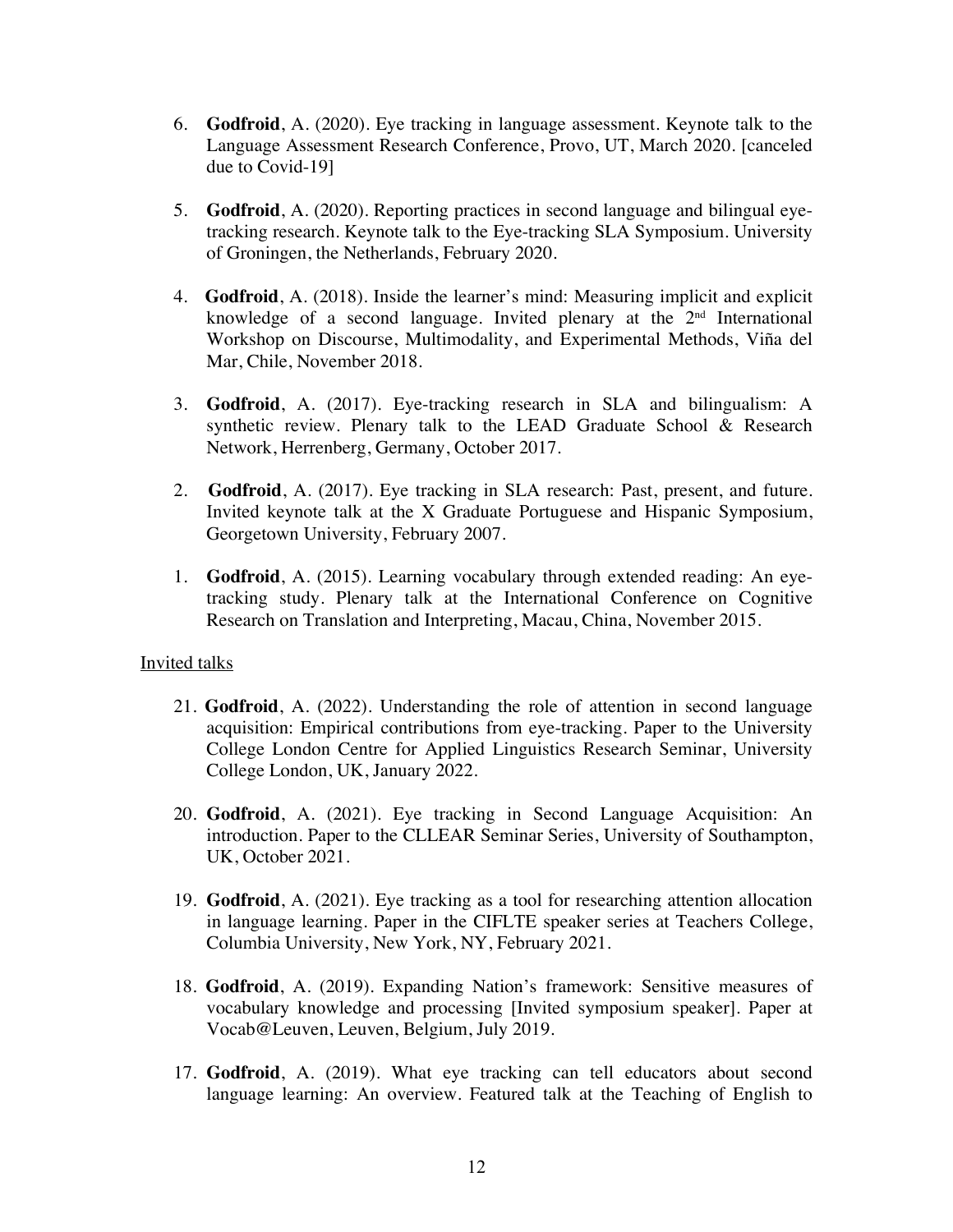6. **Godfroid**, A. (2020). Eye tracking in language assessment. Keynote talk to the Language Assessment Research Conference, Provo, UT, March 2020. [canceled due to Covid-19]

5. **Godfroid**, A. (2020). Reporting practices in second language and bilingual eye-tracking research. Keynote talk to the Eye-tracking SLA Symposium. University of Groningen, the Netherlands, February 2020.

4. **Godfroid**, A. (2018). Inside the learner's mind: Measuring implicit and explicit knowledge of a second language. Invited plenary at the 2nd International Workshop on Discourse, Multimodality, and Experimental Methods, Viña del Mar, Chile, November 2018.

3. **Godfroid**, A. (2017). Eye-tracking research in SLA and bilingualism: A synthetic review. Plenary talk to the LEAD Graduate School & Research Network, Herrenberg, Germany, October 2017.

2. **Godfroid**, A. (2017). Eye tracking in SLA research: Past, present, and future. Invited keynote talk at the X Graduate Portuguese and Hispanic Symposium, Georgetown University, February 2007.

1. **Godfroid**, A. (2015). Learning vocabulary through extended reading: An eye-tracking study. Plenary talk at the International Conference on Cognitive Research on Translation and Interpreting, Macau, China, November 2015.

<u>Invited talks</u>

21. **Godfroid**, A. (2022). Understanding the role of attention in second language acquisition: Empirical contributions from eye-tracking. Paper to the University College London Centre for Applied Linguistics Research Seminar, University College London, UK, January 2022.

20. **Godfroid**, A. (2021). Eye tracking in Second Language Acquisition: An introduction. Paper to the CLLEAR Seminar Series, University of Southampton, UK, October 2021.

19. **Godfroid**, A. (2021). Eye tracking as a tool for researching attention allocation in language learning. Paper in the CIFLTE speaker series at Teachers College, Columbia University, New York, NY, February 2021.

18. **Godfroid**, A. (2019). Expanding Nation's framework: Sensitive measures of vocabulary knowledge and processing [Invited symposium speaker]. Paper at Vocab@Leuven, Leuven, Belgium, July 2019.

17. **Godfroid**, A. (2019). What eye tracking can tell educators about second language learning: An overview. Featured talk at the Teaching of English to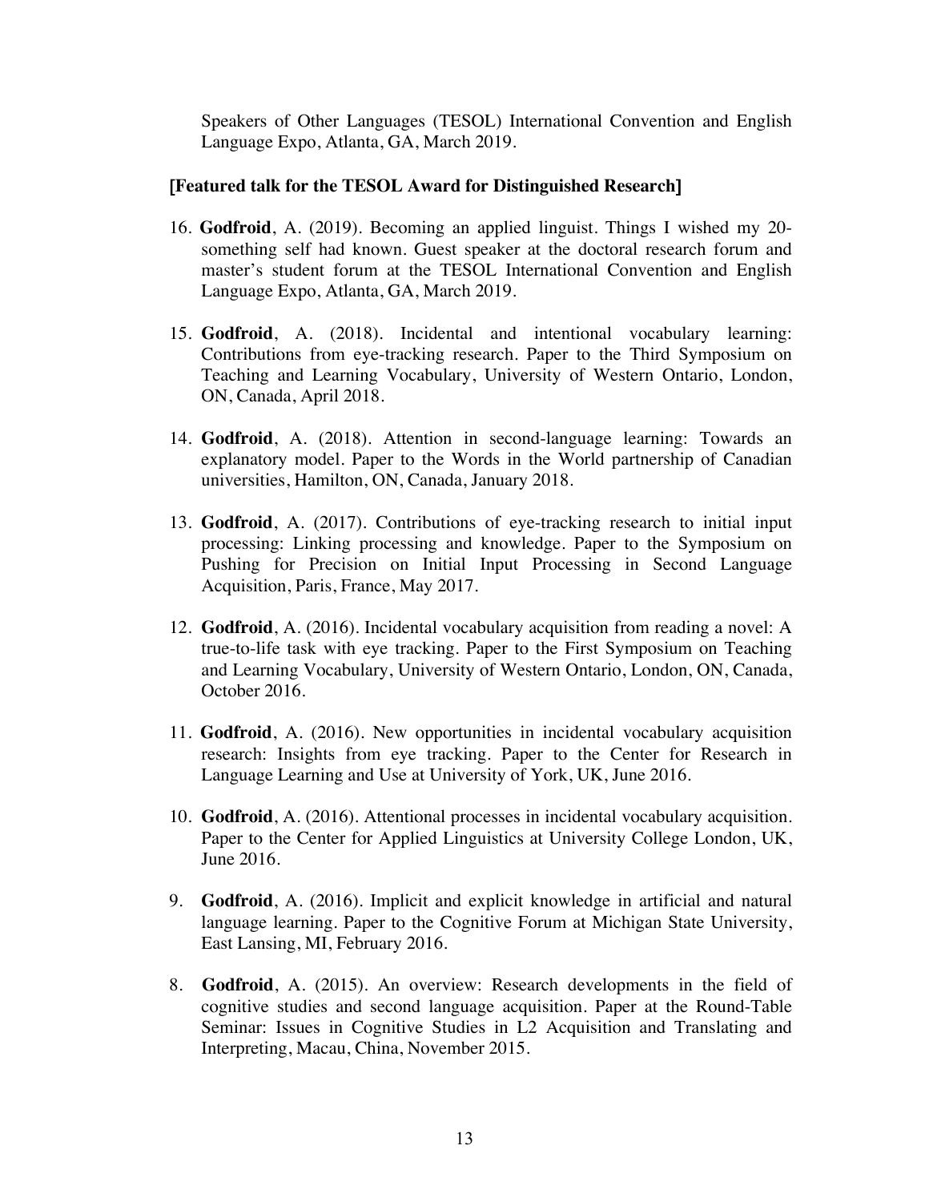Speakers of Other Languages (TESOL) International Convention and English Language Expo, Atlanta, GA, March 2019.

**[Featured talk for the TESOL Award for Distinguished Research]**

16. **Godfroid**, A. (2019). Becoming an applied linguist. Things I wished my 20-something self had known. Guest speaker at the doctoral research forum and master's student forum at the TESOL International Convention and English Language Expo, Atlanta, GA, March 2019.

15. **Godfroid**, A. (2018). Incidental and intentional vocabulary learning: Contributions from eye-tracking research. Paper to the Third Symposium on Teaching and Learning Vocabulary, University of Western Ontario, London, ON, Canada, April 2018.

14. **Godfroid**, A. (2018). Attention in second-language learning: Towards an explanatory model. Paper to the Words in the World partnership of Canadian universities, Hamilton, ON, Canada, January 2018.

13. **Godfroid**, A. (2017). Contributions of eye-tracking research to initial input processing: Linking processing and knowledge. Paper to the Symposium on Pushing for Precision on Initial Input Processing in Second Language Acquisition, Paris, France, May 2017.

12. **Godfroid**, A. (2016). Incidental vocabulary acquisition from reading a novel: A true-to-life task with eye tracking. Paper to the First Symposium on Teaching and Learning Vocabulary, University of Western Ontario, London, ON, Canada, October 2016.

11. **Godfroid**, A. (2016). New opportunities in incidental vocabulary acquisition research: Insights from eye tracking. Paper to the Center for Research in Language Learning and Use at University of York, UK, June 2016.

10. **Godfroid**, A. (2016). Attentional processes in incidental vocabulary acquisition. Paper to the Center for Applied Linguistics at University College London, UK, June 2016.

9. **Godfroid**, A. (2016). Implicit and explicit knowledge in artificial and natural language learning. Paper to the Cognitive Forum at Michigan State University, East Lansing, MI, February 2016.

8. **Godfroid**, A. (2015). An overview: Research developments in the field of cognitive studies and second language acquisition. Paper at the Round-Table Seminar: Issues in Cognitive Studies in L2 Acquisition and Translating and Interpreting, Macau, China, November 2015.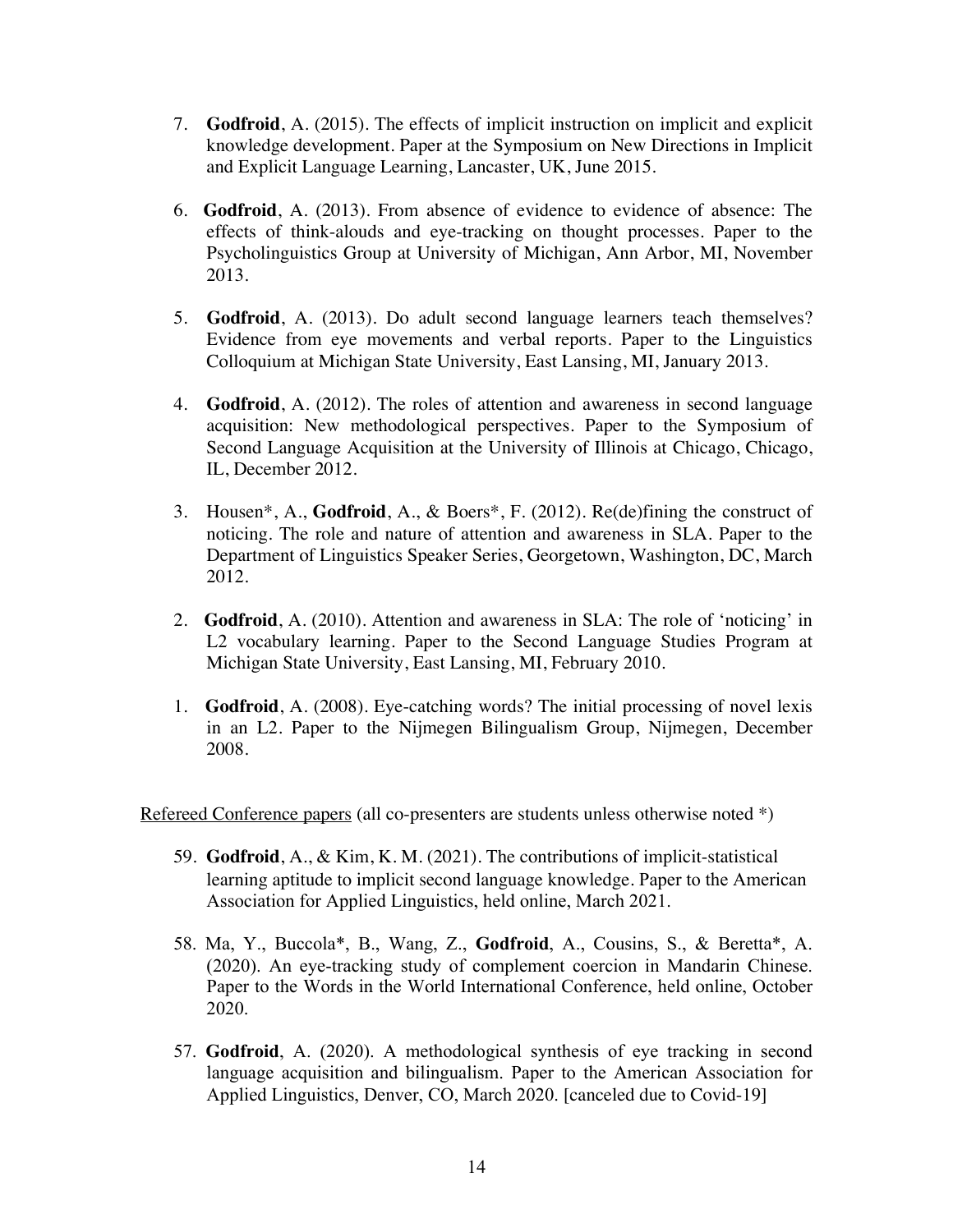7. **Godfroid**, A. (2015). The effects of implicit instruction on implicit and explicit knowledge development. Paper at the Symposium on New Directions in Implicit and Explicit Language Learning, Lancaster, UK, June 2015.

6. **Godfroid**, A. (2013). From absence of evidence to evidence of absence: The effects of think-alouds and eye-tracking on thought processes. Paper to the Psycholinguistics Group at University of Michigan, Ann Arbor, MI, November 2013.

5. **Godfroid**, A. (2013). Do adult second language learners teach themselves? Evidence from eye movements and verbal reports. Paper to the Linguistics Colloquium at Michigan State University, East Lansing, MI, January 2013.

4. **Godfroid**, A. (2012). The roles of attention and awareness in second language acquisition: New methodological perspectives. Paper to the Symposium of Second Language Acquisition at the University of Illinois at Chicago, Chicago, IL, December 2012.

3. Housen*, A., **Godfroid**, A., & Boers*, F. (2012). Re(de)fining the construct of noticing. The role and nature of attention and awareness in SLA. Paper to the Department of Linguistics Speaker Series, Georgetown, Washington, DC, March 2012.

2. **Godfroid**, A. (2010). Attention and awareness in SLA: The role of 'noticing' in L2 vocabulary learning. Paper to the Second Language Studies Program at Michigan State University, East Lansing, MI, February 2010.

1. **Godfroid**, A. (2008). Eye-catching words? The initial processing of novel lexis in an L2. Paper to the Nijmegen Bilingualism Group, Nijmegen, December 2008.

<u>Refereed Conference papers</u> (all co-presenters are students unless otherwise noted *)

59. **Godfroid**, A., & Kim, K. M. (2021). The contributions of implicit-statistical learning aptitude to implicit second language knowledge. Paper to the American Association for Applied Linguistics, held online, March 2021.

58. Ma, Y., Buccola*, B., Wang, Z., **Godfroid**, A., Cousins, S., & Beretta*, A. (2020). An eye-tracking study of complement coercion in Mandarin Chinese. Paper to the Words in the World International Conference, held online, October 2020.

57. **Godfroid**, A. (2020). A methodological synthesis of eye tracking in second language acquisition and bilingualism. Paper to the American Association for Applied Linguistics, Denver, CO, March 2020. [canceled due to Covid-19]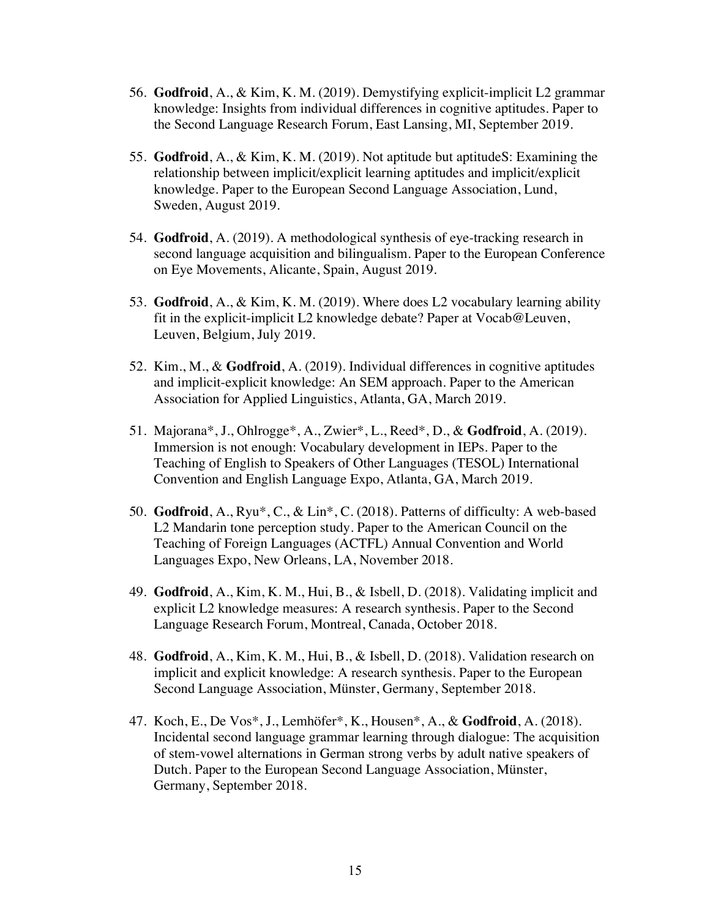56. **Godfroid**, A., & Kim, K. M. (2019). Demystifying explicit-implicit L2 grammar knowledge: Insights from individual differences in cognitive aptitudes. Paper to the Second Language Research Forum, East Lansing, MI, September 2019.

55. **Godfroid**, A., & Kim, K. M. (2019). Not aptitude but aptitudeS: Examining the relationship between implicit/explicit learning aptitudes and implicit/explicit knowledge. Paper to the European Second Language Association, Lund, Sweden, August 2019.

54. **Godfroid**, A. (2019). A methodological synthesis of eye-tracking research in second language acquisition and bilingualism. Paper to the European Conference on Eye Movements, Alicante, Spain, August 2019.

53. **Godfroid**, A., & Kim, K. M. (2019). Where does L2 vocabulary learning ability fit in the explicit-implicit L2 knowledge debate? Paper at Vocab@Leuven, Leuven, Belgium, July 2019.

52. Kim., M., & **Godfroid**, A. (2019). Individual differences in cognitive aptitudes and implicit-explicit knowledge: An SEM approach. Paper to the American Association for Applied Linguistics, Atlanta, GA, March 2019.

51. Majorana*, J., Ohlrogge*, A., Zwier*, L., Reed*, D., & **Godfroid**, A. (2019). Immersion is not enough: Vocabulary development in IEPs. Paper to the Teaching of English to Speakers of Other Languages (TESOL) International Convention and English Language Expo, Atlanta, GA, March 2019.

50. **Godfroid**, A., Ryu*, C., & Lin*, C. (2018). Patterns of difficulty: A web-based L2 Mandarin tone perception study. Paper to the American Council on the Teaching of Foreign Languages (ACTFL) Annual Convention and World Languages Expo, New Orleans, LA, November 2018.

49. **Godfroid**, A., Kim, K. M., Hui, B., & Isbell, D. (2018). Validating implicit and explicit L2 knowledge measures: A research synthesis. Paper to the Second Language Research Forum, Montreal, Canada, October 2018.

48. **Godfroid**, A., Kim, K. M., Hui, B., & Isbell, D. (2018). Validation research on implicit and explicit knowledge: A research synthesis. Paper to the European Second Language Association, Münster, Germany, September 2018.

47. Koch, E., De Vos*, J., Lemhöfer*, K., Housen*, A., & **Godfroid**, A. (2018). Incidental second language grammar learning through dialogue: The acquisition of stem-vowel alternations in German strong verbs by adult native speakers of Dutch. Paper to the European Second Language Association, Münster, Germany, September 2018.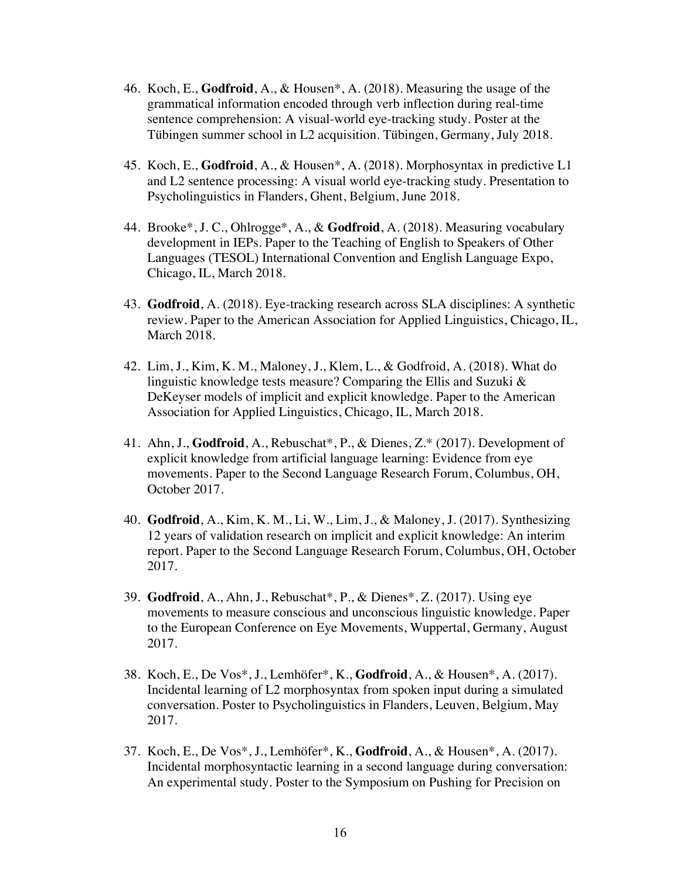46. Koch, E., **Godfroid**, A., & Housen*, A. (2018). Measuring the usage of the grammatical information encoded through verb inflection during real-time sentence comprehension: A visual-world eye-tracking study. Poster at the Tübingen summer school in L2 acquisition. Tübingen, Germany, July 2018.

45. Koch, E., **Godfroid**, A., & Housen*, A. (2018). Morphosyntax in predictive L1 and L2 sentence processing: A visual world eye-tracking study. Presentation to Psycholinguistics in Flanders, Ghent, Belgium, June 2018.

44. Brooke*, J. C., Ohlrogge*, A., & **Godfroid**, A. (2018). Measuring vocabulary development in IEPs. Paper to the Teaching of English to Speakers of Other Languages (TESOL) International Convention and English Language Expo, Chicago, IL, March 2018.

43. **Godfroid**, A. (2018). Eye-tracking research across SLA disciplines: A synthetic review. Paper to the American Association for Applied Linguistics, Chicago, IL, March 2018.

42. Lim, J., Kim, K. M., Maloney, J., Klem, L., & Godfroid, A. (2018). What do linguistic knowledge tests measure? Comparing the Ellis and Suzuki & DeKeyser models of implicit and explicit knowledge. Paper to the American Association for Applied Linguistics, Chicago, IL, March 2018.

41. Ahn, J., **Godfroid**, A., Rebuschat*, P., & Dienes, Z.* (2017). Development of explicit knowledge from artificial language learning: Evidence from eye movements. Paper to the Second Language Research Forum, Columbus, OH, October 2017.

40. **Godfroid**, A., Kim, K. M., Li, W., Lim, J., & Maloney, J. (2017). Synthesizing 12 years of validation research on implicit and explicit knowledge: An interim report. Paper to the Second Language Research Forum, Columbus, OH, October 2017.

39. **Godfroid**, A., Ahn, J., Rebuschat*, P., & Dienes*, Z. (2017). Using eye movements to measure conscious and unconscious linguistic knowledge. Paper to the European Conference on Eye Movements, Wuppertal, Germany, August 2017.

38. Koch, E., De Vos*, J., Lemhöfer*, K., **Godfroid**, A., & Housen*, A. (2017). Incidental learning of L2 morphosyntax from spoken input during a simulated conversation. Poster to Psycholinguistics in Flanders, Leuven, Belgium, May 2017.

37. Koch, E., De Vos*, J., Lemhöfer*, K., **Godfroid**, A., & Housen*, A. (2017). Incidental morphosyntactic learning in a second language during conversation: An experimental study. Poster to the Symposium on Pushing for Precision on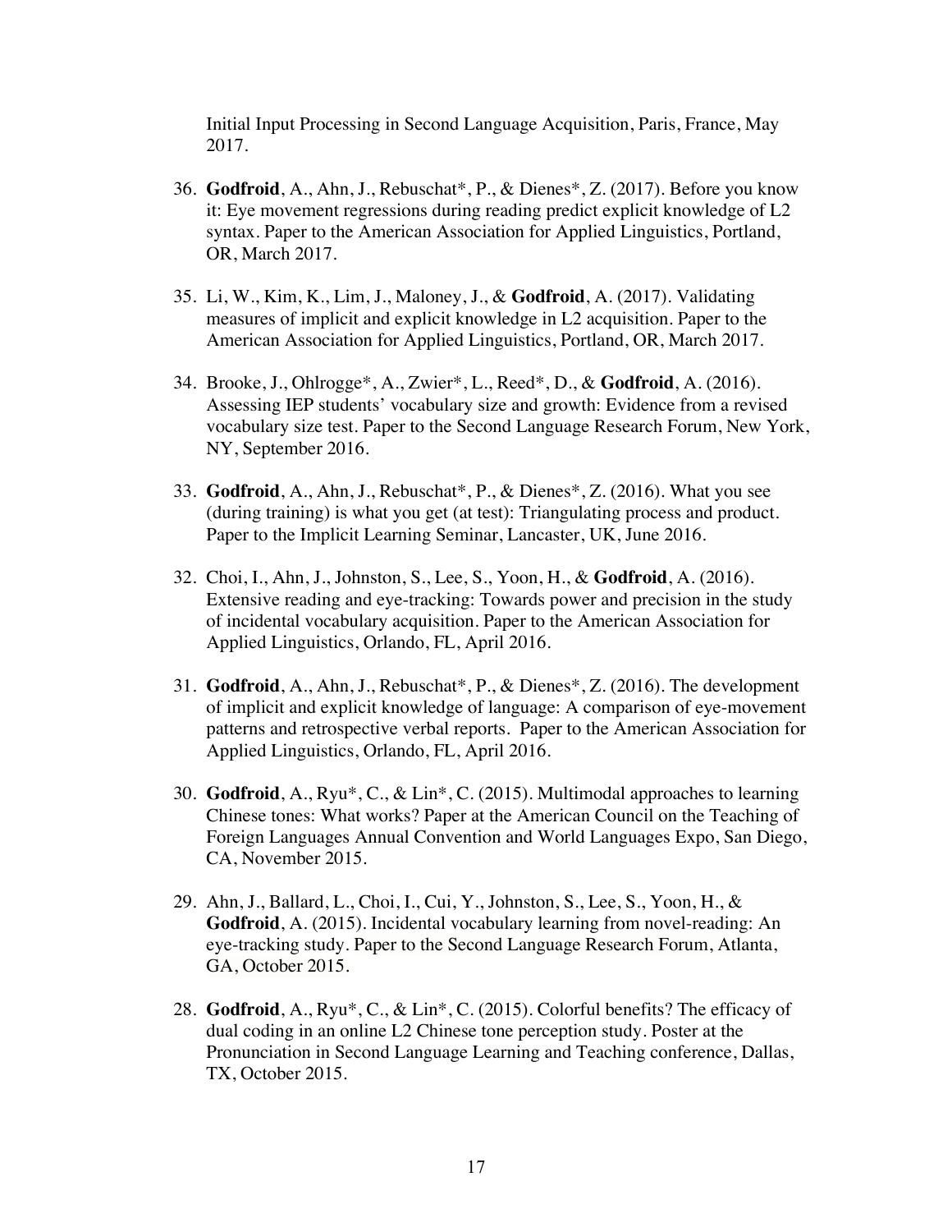Initial Input Processing in Second Language Acquisition, Paris, France, May 2017.

36. **Godfroid**, A., Ahn, J., Rebuschat*, P., & Dienes*, Z. (2017). Before you know it: Eye movement regressions during reading predict explicit knowledge of L2 syntax. Paper to the American Association for Applied Linguistics, Portland, OR, March 2017.

35. Li, W., Kim, K., Lim, J., Maloney, J., & **Godfroid**, A. (2017). Validating measures of implicit and explicit knowledge in L2 acquisition. Paper to the American Association for Applied Linguistics, Portland, OR, March 2017.

34. Brooke, J., Ohlrogge*, A., Zwier*, L., Reed*, D., & **Godfroid**, A. (2016). Assessing IEP students' vocabulary size and growth: Evidence from a revised vocabulary size test. Paper to the Second Language Research Forum, New York, NY, September 2016.

33. **Godfroid**, A., Ahn, J., Rebuschat*, P., & Dienes*, Z. (2016). What you see (during training) is what you get (at test): Triangulating process and product. Paper to the Implicit Learning Seminar, Lancaster, UK, June 2016.

32. Choi, I., Ahn, J., Johnston, S., Lee, S., Yoon, H., & **Godfroid**, A. (2016). Extensive reading and eye-tracking: Towards power and precision in the study of incidental vocabulary acquisition. Paper to the American Association for Applied Linguistics, Orlando, FL, April 2016.

31. **Godfroid**, A., Ahn, J., Rebuschat*, P., & Dienes*, Z. (2016). The development of implicit and explicit knowledge of language: A comparison of eye-movement patterns and retrospective verbal reports. Paper to the American Association for Applied Linguistics, Orlando, FL, April 2016.

30. **Godfroid**, A., Ryu*, C., & Lin*, C. (2015). Multimodal approaches to learning Chinese tones: What works? Paper at the American Council on the Teaching of Foreign Languages Annual Convention and World Languages Expo, San Diego, CA, November 2015.

29. Ahn, J., Ballard, L., Choi, I., Cui, Y., Johnston, S., Lee, S., Yoon, H., & **Godfroid**, A. (2015). Incidental vocabulary learning from novel-reading: An eye-tracking study. Paper to the Second Language Research Forum, Atlanta, GA, October 2015.

28. **Godfroid**, A., Ryu*, C., & Lin*, C. (2015). Colorful benefits? The efficacy of dual coding in an online L2 Chinese tone perception study. Poster at the Pronunciation in Second Language Learning and Teaching conference, Dallas, TX, October 2015.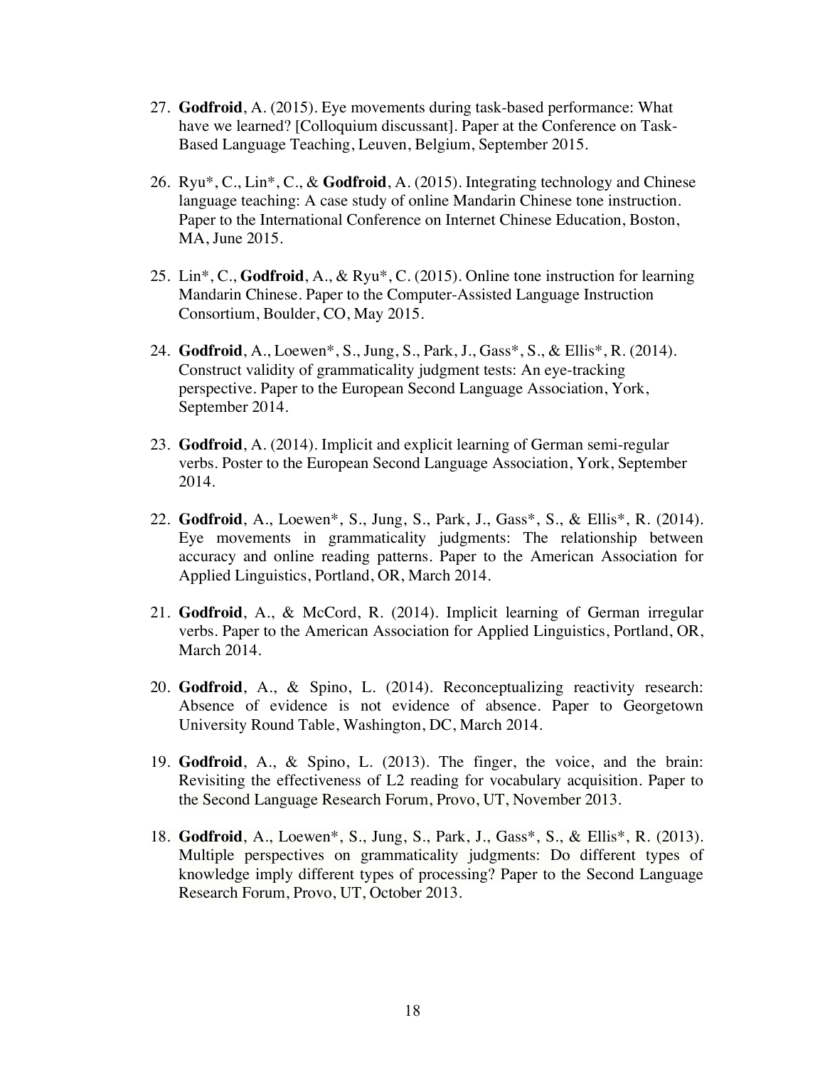27. **Godfroid**, A. (2015). Eye movements during task-based performance: What have we learned? [Colloquium discussant]. Paper at the Conference on Task-Based Language Teaching, Leuven, Belgium, September 2015.

26. Ryu*, C., Lin*, C., & **Godfroid**, A. (2015). Integrating technology and Chinese language teaching: A case study of online Mandarin Chinese tone instruction. Paper to the International Conference on Internet Chinese Education, Boston, MA, June 2015.

25. Lin*, C., **Godfroid**, A., & Ryu*, C. (2015). Online tone instruction for learning Mandarin Chinese. Paper to the Computer-Assisted Language Instruction Consortium, Boulder, CO, May 2015.

24. **Godfroid**, A., Loewen*, S., Jung, S., Park, J., Gass*, S., & Ellis*, R. (2014). Construct validity of grammaticality judgment tests: An eye-tracking perspective. Paper to the European Second Language Association, York, September 2014.

23. **Godfroid**, A. (2014). Implicit and explicit learning of German semi-regular verbs. Poster to the European Second Language Association, York, September 2014.

22. **Godfroid**, A., Loewen*, S., Jung, S., Park, J., Gass*, S., & Ellis*, R. (2014). Eye movements in grammaticality judgments: The relationship between accuracy and online reading patterns. Paper to the American Association for Applied Linguistics, Portland, OR, March 2014.

21. **Godfroid**, A., & McCord, R. (2014). Implicit learning of German irregular verbs. Paper to the American Association for Applied Linguistics, Portland, OR, March 2014.

20. **Godfroid**, A., & Spino, L. (2014). Reconceptualizing reactivity research: Absence of evidence is not evidence of absence. Paper to Georgetown University Round Table, Washington, DC, March 2014.

19. **Godfroid**, A., & Spino, L. (2013). The finger, the voice, and the brain: Revisiting the effectiveness of L2 reading for vocabulary acquisition. Paper to the Second Language Research Forum, Provo, UT, November 2013.

18. **Godfroid**, A., Loewen*, S., Jung, S., Park, J., Gass*, S., & Ellis*, R. (2013). Multiple perspectives on grammaticality judgments: Do different types of knowledge imply different types of processing? Paper to the Second Language Research Forum, Provo, UT, October 2013.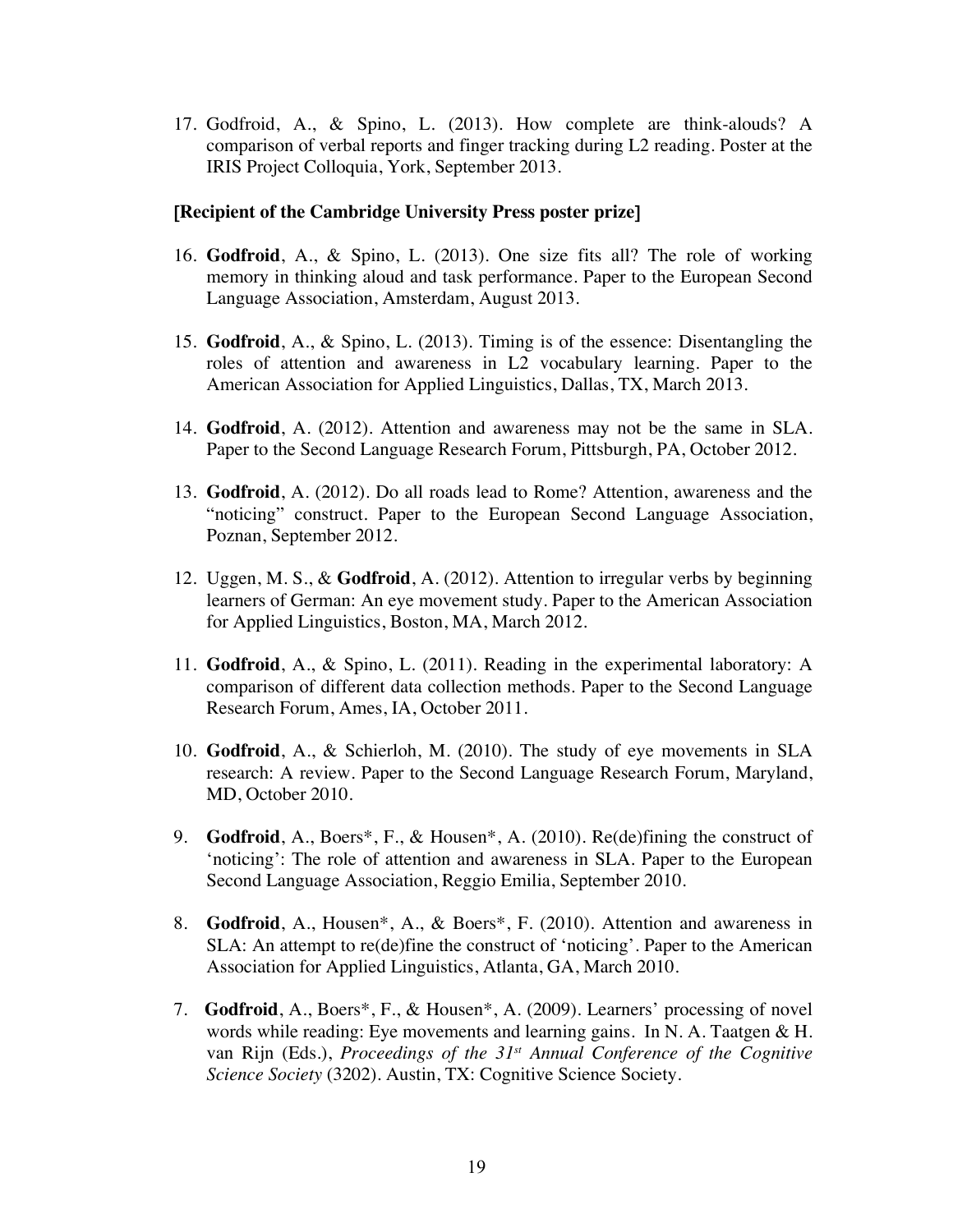17. Godfroid, A., & Spino, L. (2013). How complete are think-alouds? A comparison of verbal reports and finger tracking during L2 reading. Poster at the IRIS Project Colloquia, York, September 2013.

**[Recipient of the Cambridge University Press poster prize]**

16. **Godfroid**, A., & Spino, L. (2013). One size fits all? The role of working memory in thinking aloud and task performance. Paper to the European Second Language Association, Amsterdam, August 2013.

15. **Godfroid**, A., & Spino, L. (2013). Timing is of the essence: Disentangling the roles of attention and awareness in L2 vocabulary learning. Paper to the American Association for Applied Linguistics, Dallas, TX, March 2013.

14. **Godfroid**, A. (2012). Attention and awareness may not be the same in SLA. Paper to the Second Language Research Forum, Pittsburgh, PA, October 2012.

13. **Godfroid**, A. (2012). Do all roads lead to Rome? Attention, awareness and the "noticing" construct. Paper to the European Second Language Association, Poznan, September 2012.

12. Uggen, M. S., & **Godfroid**, A. (2012). Attention to irregular verbs by beginning learners of German: An eye movement study. Paper to the American Association for Applied Linguistics, Boston, MA, March 2012.

11. **Godfroid**, A., & Spino, L. (2011). Reading in the experimental laboratory: A comparison of different data collection methods. Paper to the Second Language Research Forum, Ames, IA, October 2011.

10. **Godfroid**, A., & Schierloh, M. (2010). The study of eye movements in SLA research: A review. Paper to the Second Language Research Forum, Maryland, MD, October 2010.

9. **Godfroid**, A., Boers*, F., & Housen*, A. (2010). Re(de)fining the construct of 'noticing': The role of attention and awareness in SLA. Paper to the European Second Language Association, Reggio Emilia, September 2010.

8. **Godfroid**, A., Housen*, A., & Boers*, F. (2010). Attention and awareness in SLA: An attempt to re(de)fine the construct of 'noticing'. Paper to the American Association for Applied Linguistics, Atlanta, GA, March 2010.

7. **Godfroid**, A., Boers*, F., & Housen*, A. (2009). Learners' processing of novel words while reading: Eye movements and learning gains. In N. A. Taatgen & H. van Rijn (Eds.), *Proceedings of the 31st Annual Conference of the Cognitive Science Society* (3202). Austin, TX: Cognitive Science Society.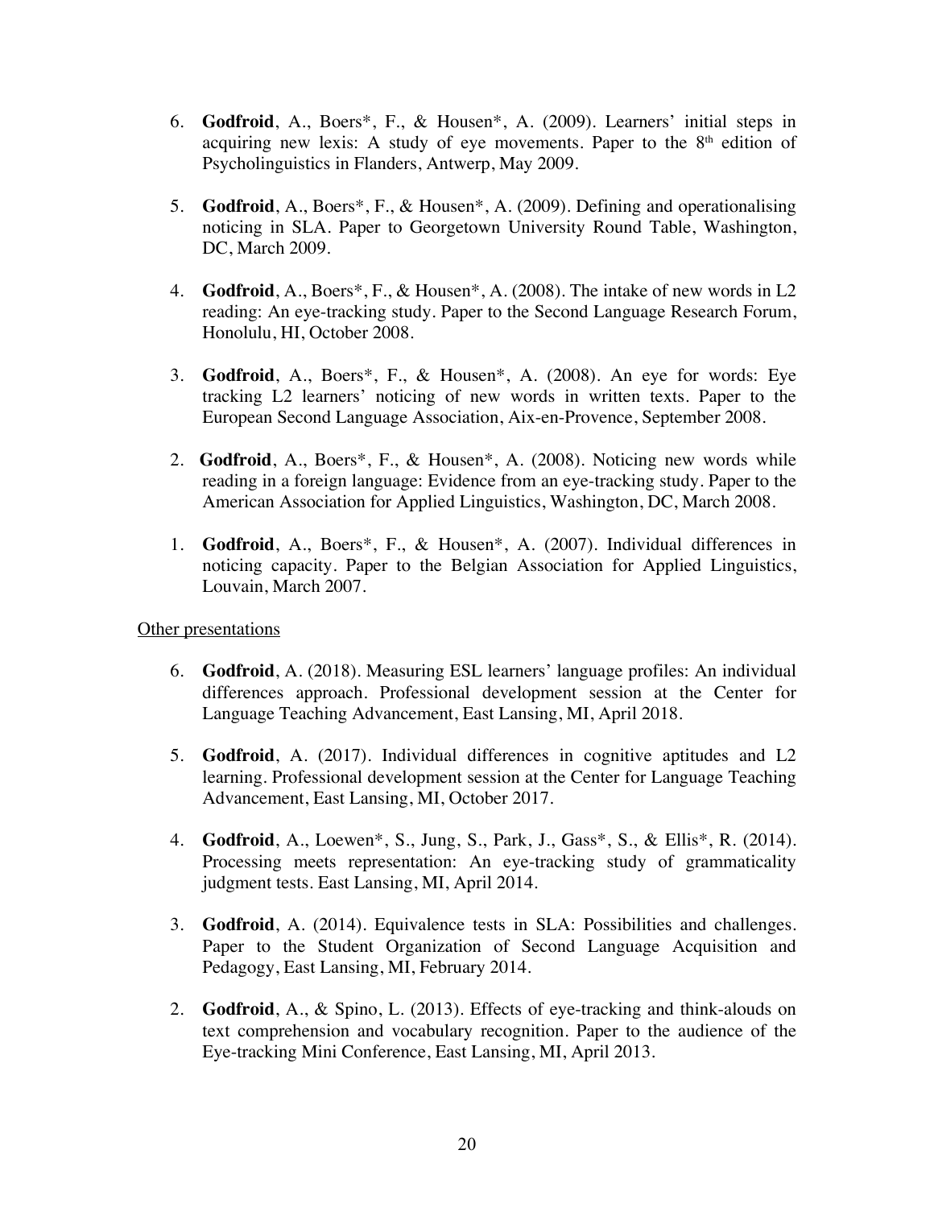6. **Godfroid**, A., Boers*, F., & Housen*, A. (2009). Learners' initial steps in acquiring new lexis: A study of eye movements. Paper to the 8th edition of Psycholinguistics in Flanders, Antwerp, May 2009.

5. **Godfroid**, A., Boers*, F., & Housen*, A. (2009). Defining and operationalising noticing in SLA. Paper to Georgetown University Round Table, Washington, DC, March 2009.

4. **Godfroid**, A., Boers*, F., & Housen*, A. (2008). The intake of new words in L2 reading: An eye-tracking study. Paper to the Second Language Research Forum, Honolulu, HI, October 2008.

3. **Godfroid**, A., Boers*, F., & Housen*, A. (2008). An eye for words: Eye tracking L2 learners' noticing of new words in written texts. Paper to the European Second Language Association, Aix-en-Provence, September 2008.

2. **Godfroid**, A., Boers*, F., & Housen*, A. (2008). Noticing new words while reading in a foreign language: Evidence from an eye-tracking study. Paper to the American Association for Applied Linguistics, Washington, DC, March 2008.

1. **Godfroid**, A., Boers*, F., & Housen*, A. (2007). Individual differences in noticing capacity. Paper to the Belgian Association for Applied Linguistics, Louvain, March 2007.

Other presentations

6. **Godfroid**, A. (2018). Measuring ESL learners' language profiles: An individual differences approach. Professional development session at the Center for Language Teaching Advancement, East Lansing, MI, April 2018.

5. **Godfroid**, A. (2017). Individual differences in cognitive aptitudes and L2 learning. Professional development session at the Center for Language Teaching Advancement, East Lansing, MI, October 2017.

4. **Godfroid**, A., Loewen*, S., Jung, S., Park, J., Gass*, S., & Ellis*, R. (2014). Processing meets representation: An eye-tracking study of grammaticality judgment tests. East Lansing, MI, April 2014.

3. **Godfroid**, A. (2014). Equivalence tests in SLA: Possibilities and challenges. Paper to the Student Organization of Second Language Acquisition and Pedagogy, East Lansing, MI, February 2014.

2. **Godfroid**, A., & Spino, L. (2013). Effects of eye-tracking and think-alouds on text comprehension and vocabulary recognition. Paper to the audience of the Eye-tracking Mini Conference, East Lansing, MI, April 2013.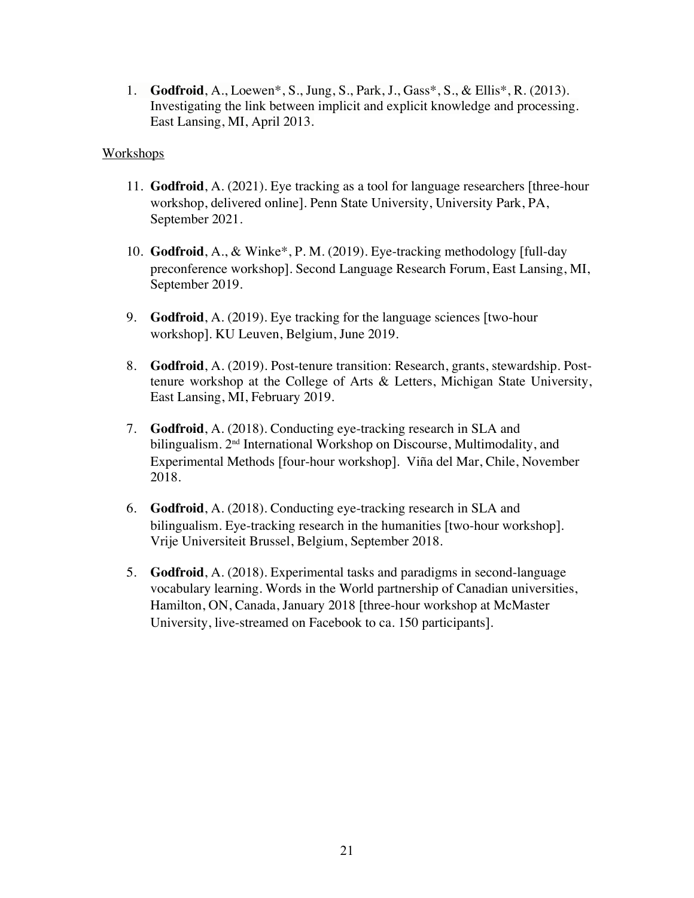1. **Godfroid**, A., Loewen*, S., Jung, S., Park, J., Gass*, S., & Ellis*, R. (2013). Investigating the link between implicit and explicit knowledge and processing. East Lansing, MI, April 2013.

Workshops

11. **Godfroid**, A. (2021). Eye tracking as a tool for language researchers [three-hour workshop, delivered online]. Penn State University, University Park, PA, September 2021.

10. **Godfroid**, A., & Winke*, P. M. (2019). Eye-tracking methodology [full-day preconference workshop]. Second Language Research Forum, East Lansing, MI, September 2019.

9. **Godfroid**, A. (2019). Eye tracking for the language sciences [two-hour workshop]. KU Leuven, Belgium, June 2019.

8. **Godfroid**, A. (2019). Post-tenure transition: Research, grants, stewardship. Post-tenure workshop at the College of Arts & Letters, Michigan State University, East Lansing, MI, February 2019.

7. **Godfroid**, A. (2018). Conducting eye-tracking research in SLA and bilingualism. 2nd International Workshop on Discourse, Multimodality, and Experimental Methods [four-hour workshop]. Viña del Mar, Chile, November 2018.

6. **Godfroid**, A. (2018). Conducting eye-tracking research in SLA and bilingualism. Eye-tracking research in the humanities [two-hour workshop]. Vrije Universiteit Brussel, Belgium, September 2018.

5. **Godfroid**, A. (2018). Experimental tasks and paradigms in second-language vocabulary learning. Words in the World partnership of Canadian universities, Hamilton, ON, Canada, January 2018 [three-hour workshop at McMaster University, live-streamed on Facebook to ca. 150 participants].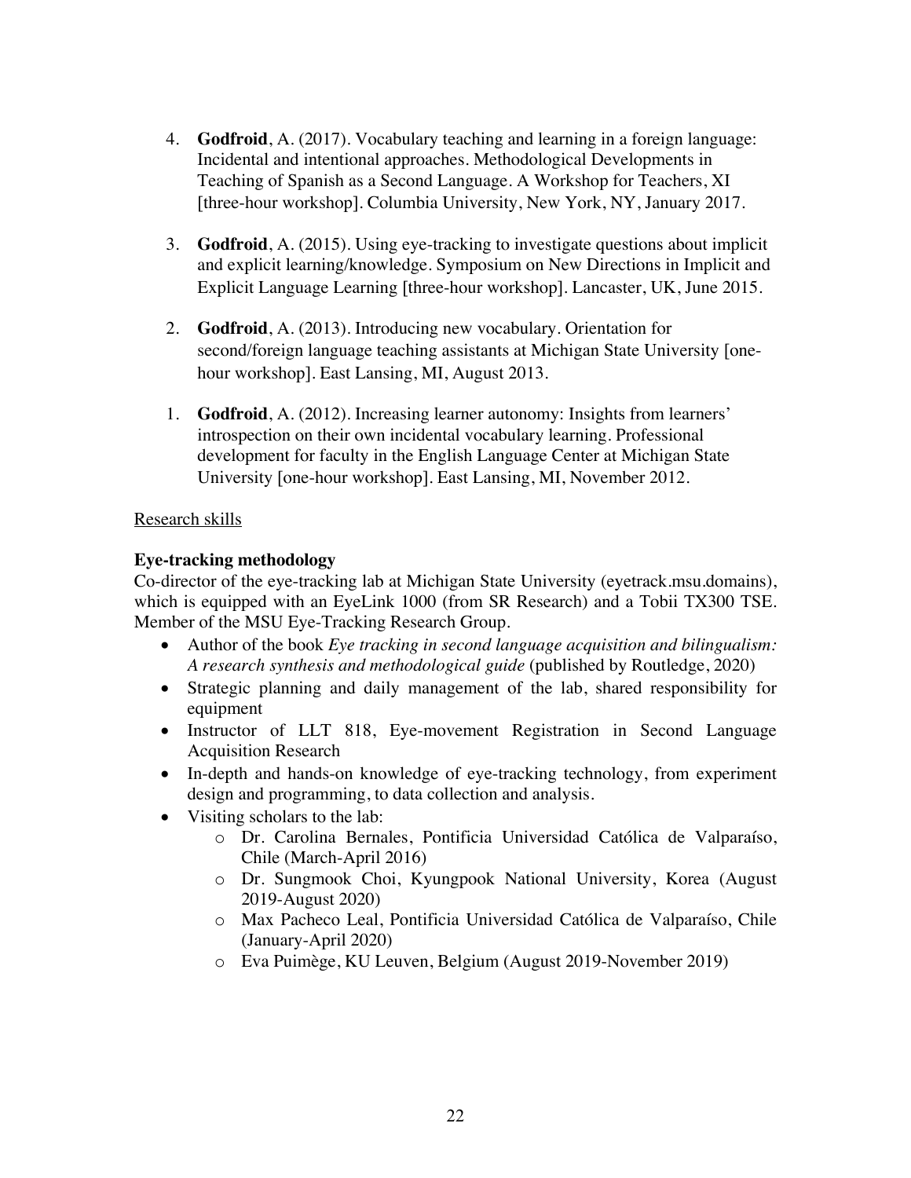4. **Godfroid**, A. (2017). Vocabulary teaching and learning in a foreign language: Incidental and intentional approaches. Methodological Developments in Teaching of Spanish as a Second Language. A Workshop for Teachers, XI [three-hour workshop]. Columbia University, New York, NY, January 2017.

3. **Godfroid**, A. (2015). Using eye-tracking to investigate questions about implicit and explicit learning/knowledge. Symposium on New Directions in Implicit and Explicit Language Learning [three-hour workshop]. Lancaster, UK, June 2015.

2. **Godfroid**, A. (2013). Introducing new vocabulary. Orientation for second/foreign language teaching assistants at Michigan State University [one-hour workshop]. East Lansing, MI, August 2013.

1. **Godfroid**, A. (2012). Increasing learner autonomy: Insights from learners' introspection on their own incidental vocabulary learning. Professional development for faculty in the English Language Center at Michigan State University [one-hour workshop]. East Lansing, MI, November 2012.

<u>Research skills</u>

**Eye-tracking methodology**

Co-director of the eye-tracking lab at Michigan State University (eyetrack.msu.domains), which is equipped with an EyeLink 1000 (from SR Research) and a Tobii TX300 TSE. Member of the MSU Eye-Tracking Research Group.

- Author of the book *Eye tracking in second language acquisition and bilingualism: A research synthesis and methodological guide* (published by Routledge, 2020)
- Strategic planning and daily management of the lab, shared responsibility for equipment
- Instructor of LLT 818, Eye-movement Registration in Second Language Acquisition Research
- In-depth and hands-on knowledge of eye-tracking technology, from experiment design and programming, to data collection and analysis.
- Visiting scholars to the lab:
  - Dr. Carolina Bernales, Pontificia Universidad Católica de Valparaíso, Chile (March-April 2016)
  - Dr. Sungmook Choi, Kyungpook National University, Korea (August 2019-August 2020)
  - Max Pacheco Leal, Pontificia Universidad Católica de Valparaíso, Chile (January-April 2020)
  - Eva Puimège, KU Leuven, Belgium (August 2019-November 2019)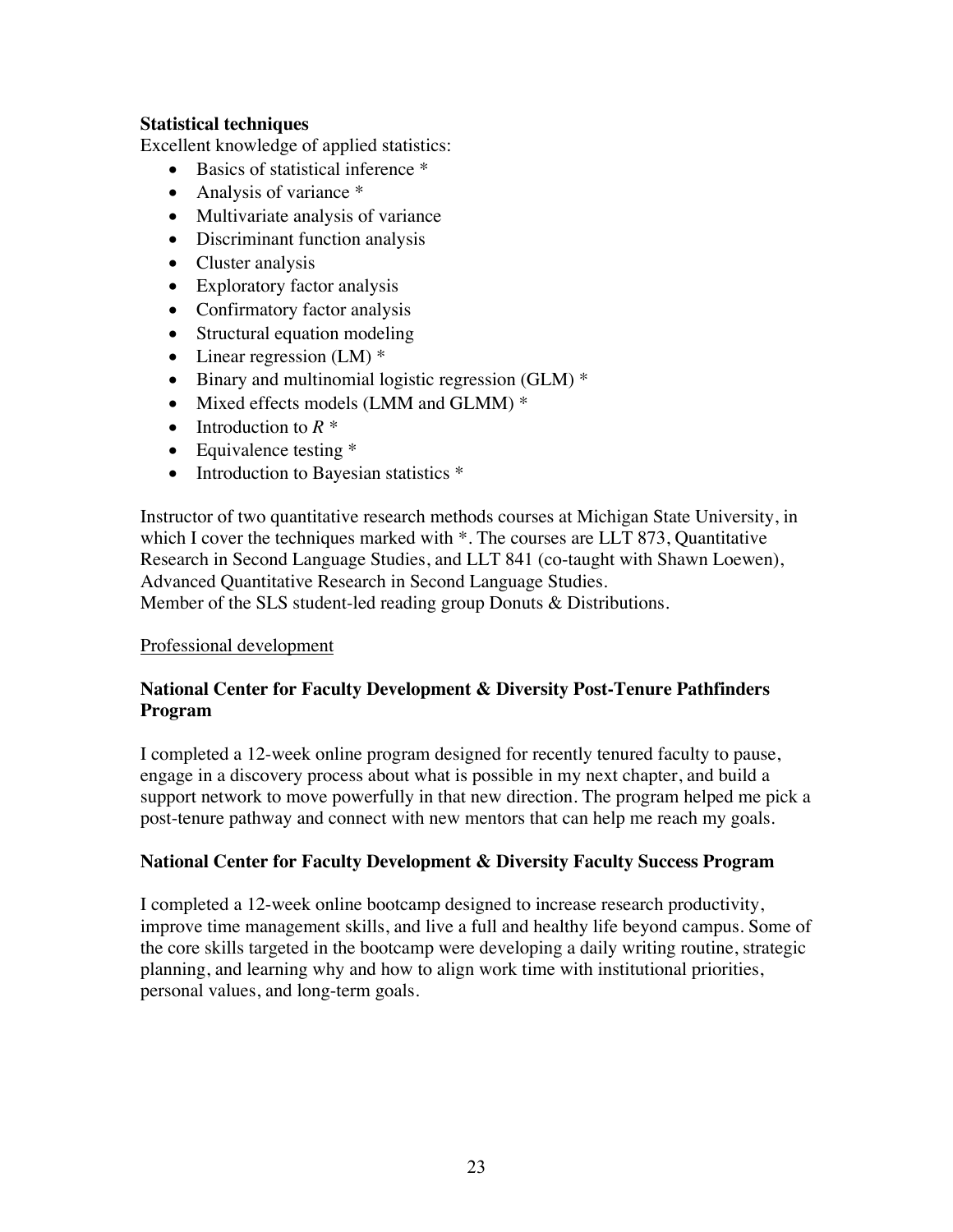**Statistical techniques**

Excellent knowledge of applied statistics:

- Basics of statistical inference *
- Analysis of variance *
- Multivariate analysis of variance
- Discriminant function analysis
- Cluster analysis
- Exploratory factor analysis
- Confirmatory factor analysis
- Structural equation modeling
- Linear regression (LM) *
- Binary and multinomial logistic regression (GLM) *
- Mixed effects models (LMM and GLMM) *
- Introduction to *R* *
- Equivalence testing *
- Introduction to Bayesian statistics *

Instructor of two quantitative research methods courses at Michigan State University, in which I cover the techniques marked with *. The courses are LLT 873, Quantitative Research in Second Language Studies, and LLT 841 (co-taught with Shawn Loewen), Advanced Quantitative Research in Second Language Studies.
Member of the SLS student-led reading group Donuts & Distributions.

<u>Professional development</u>

**National Center for Faculty Development & Diversity Post-Tenure Pathfinders Program**

I completed a 12-week online program designed for recently tenured faculty to pause, engage in a discovery process about what is possible in my next chapter, and build a support network to move powerfully in that new direction. The program helped me pick a post-tenure pathway and connect with new mentors that can help me reach my goals.

**National Center for Faculty Development & Diversity Faculty Success Program**

I completed a 12-week online bootcamp designed to increase research productivity, improve time management skills, and live a full and healthy life beyond campus. Some of the core skills targeted in the bootcamp were developing a daily writing routine, strategic planning, and learning why and how to align work time with institutional priorities, personal values, and long-term goals.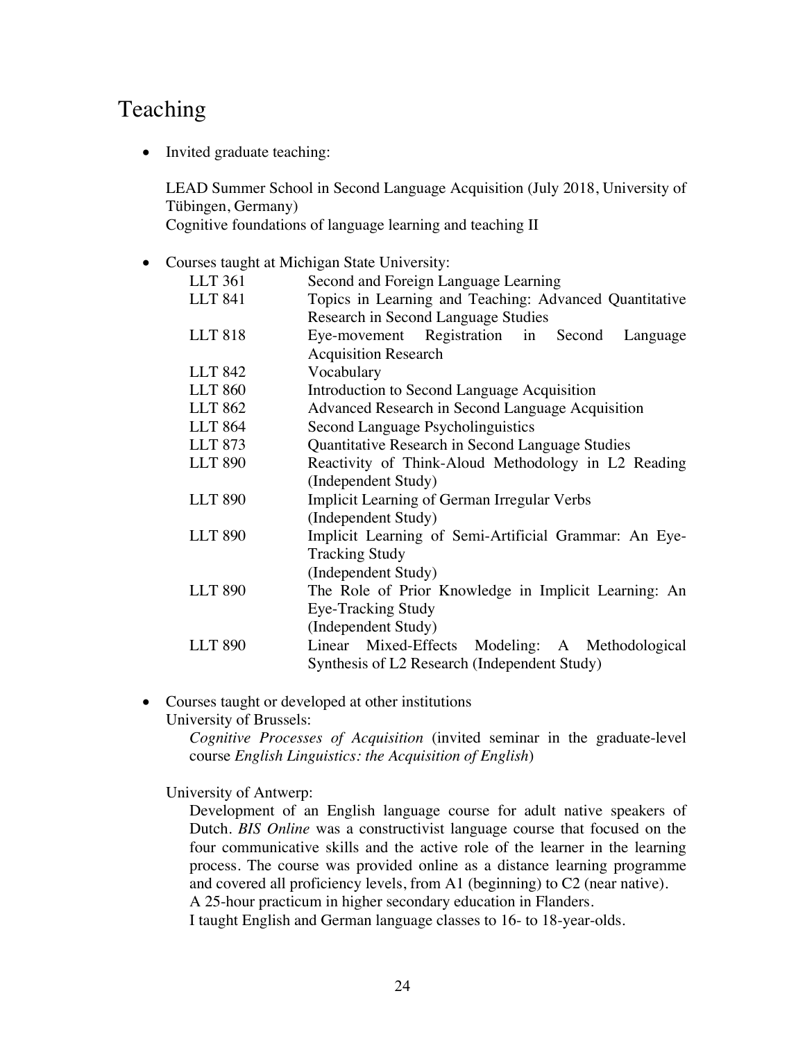## Teaching

- Invited graduate teaching:

  LEAD Summer School in Second Language Acquisition (July 2018, University of Tübingen, Germany)
  Cognitive foundations of language learning and teaching II

- Courses taught at Michigan State University:

| Course | Title |
|---|---|
| LLT 361 | Second and Foreign Language Learning |
| LLT 841 | Topics in Learning and Teaching: Advanced Quantitative Research in Second Language Studies |
| LLT 818 | Eye-movement Registration in Second Language Acquisition Research |
| LLT 842 | Vocabulary |
| LLT 860 | Introduction to Second Language Acquisition |
| LLT 862 | Advanced Research in Second Language Acquisition |
| LLT 864 | Second Language Psycholinguistics |
| LLT 873 | Quantitative Research in Second Language Studies |
| LLT 890 | Reactivity of Think-Aloud Methodology in L2 Reading (Independent Study) |
| LLT 890 | Implicit Learning of German Irregular Verbs (Independent Study) |
| LLT 890 | Implicit Learning of Semi-Artificial Grammar: An Eye-Tracking Study (Independent Study) |
| LLT 890 | The Role of Prior Knowledge in Implicit Learning: An Eye-Tracking Study (Independent Study) |
| LLT 890 | Linear Mixed-Effects Modeling: A Methodological Synthesis of L2 Research (Independent Study) |

- Courses taught or developed at other institutions

  University of Brussels:

  *Cognitive Processes of Acquisition* (invited seminar in the graduate-level course *English Linguistics: the Acquisition of English*)

  University of Antwerp:

  Development of an English language course for adult native speakers of Dutch. *BIS Online* was a constructivist language course that focused on the four communicative skills and the active role of the learner in the learning process. The course was provided online as a distance learning programme and covered all proficiency levels, from A1 (beginning) to C2 (near native).
  A 25-hour practicum in higher secondary education in Flanders.
  I taught English and German language classes to 16- to 18-year-olds.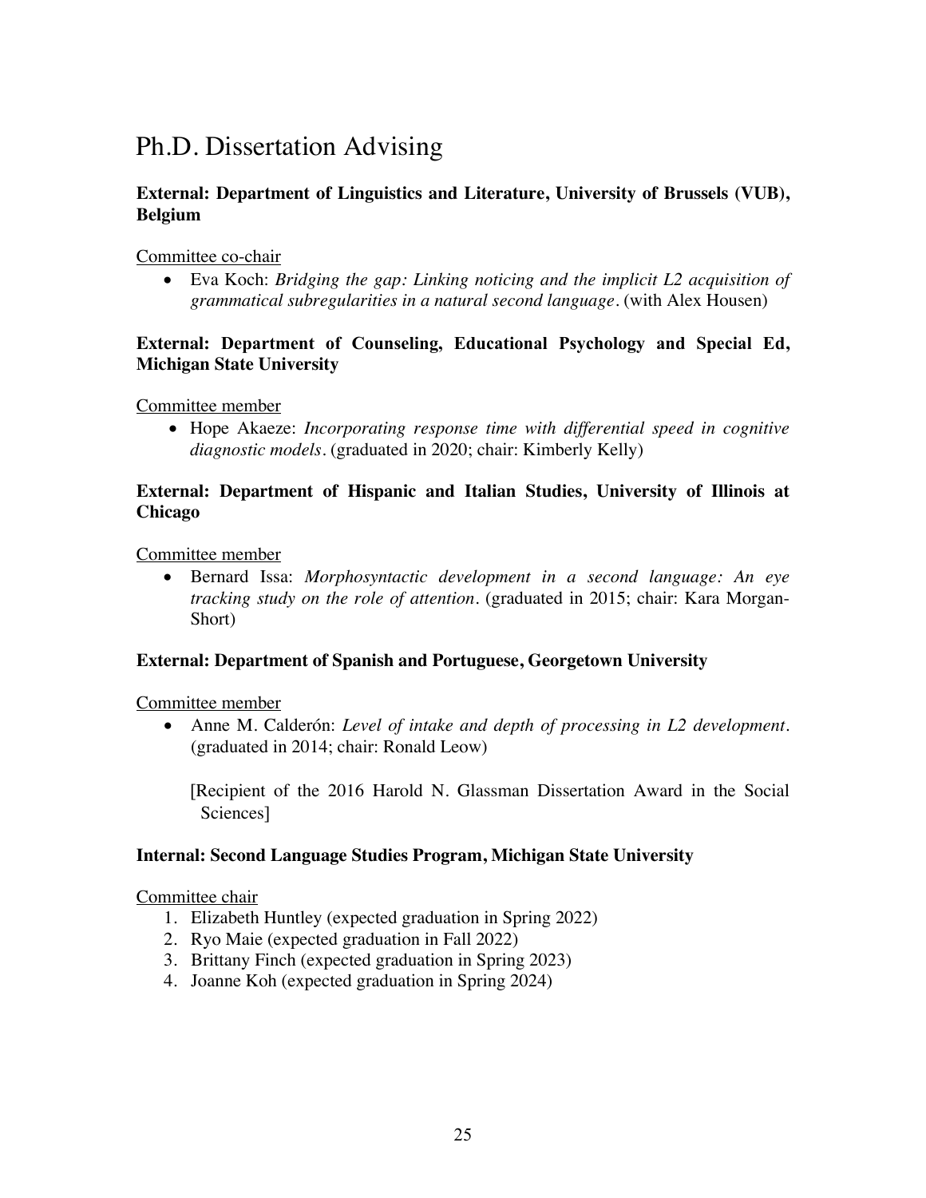# Ph.D. Dissertation Advising

**External: Department of Linguistics and Literature, University of Brussels (VUB), Belgium**

Committee co-chair

- Eva Koch: *Bridging the gap: Linking noticing and the implicit L2 acquisition of grammatical subregularities in a natural second language*. (with Alex Housen)

**External: Department of Counseling, Educational Psychology and Special Ed, Michigan State University**

Committee member

- Hope Akaeze: *Incorporating response time with differential speed in cognitive diagnostic models*. (graduated in 2020; chair: Kimberly Kelly)

**External: Department of Hispanic and Italian Studies, University of Illinois at Chicago**

Committee member

- Bernard Issa: *Morphosyntactic development in a second language: An eye tracking study on the role of attention*. (graduated in 2015; chair: Kara Morgan-Short)

**External: Department of Spanish and Portuguese, Georgetown University**

Committee member

- Anne M. Calderón: *Level of intake and depth of processing in L2 development*. (graduated in 2014; chair: Ronald Leow)

  [Recipient of the 2016 Harold N. Glassman Dissertation Award in the Social Sciences]

**Internal: Second Language Studies Program, Michigan State University**

Committee chair

1. Elizabeth Huntley (expected graduation in Spring 2022)
2. Ryo Maie (expected graduation in Fall 2022)
3. Brittany Finch (expected graduation in Spring 2023)
4. Joanne Koh (expected graduation in Spring 2024)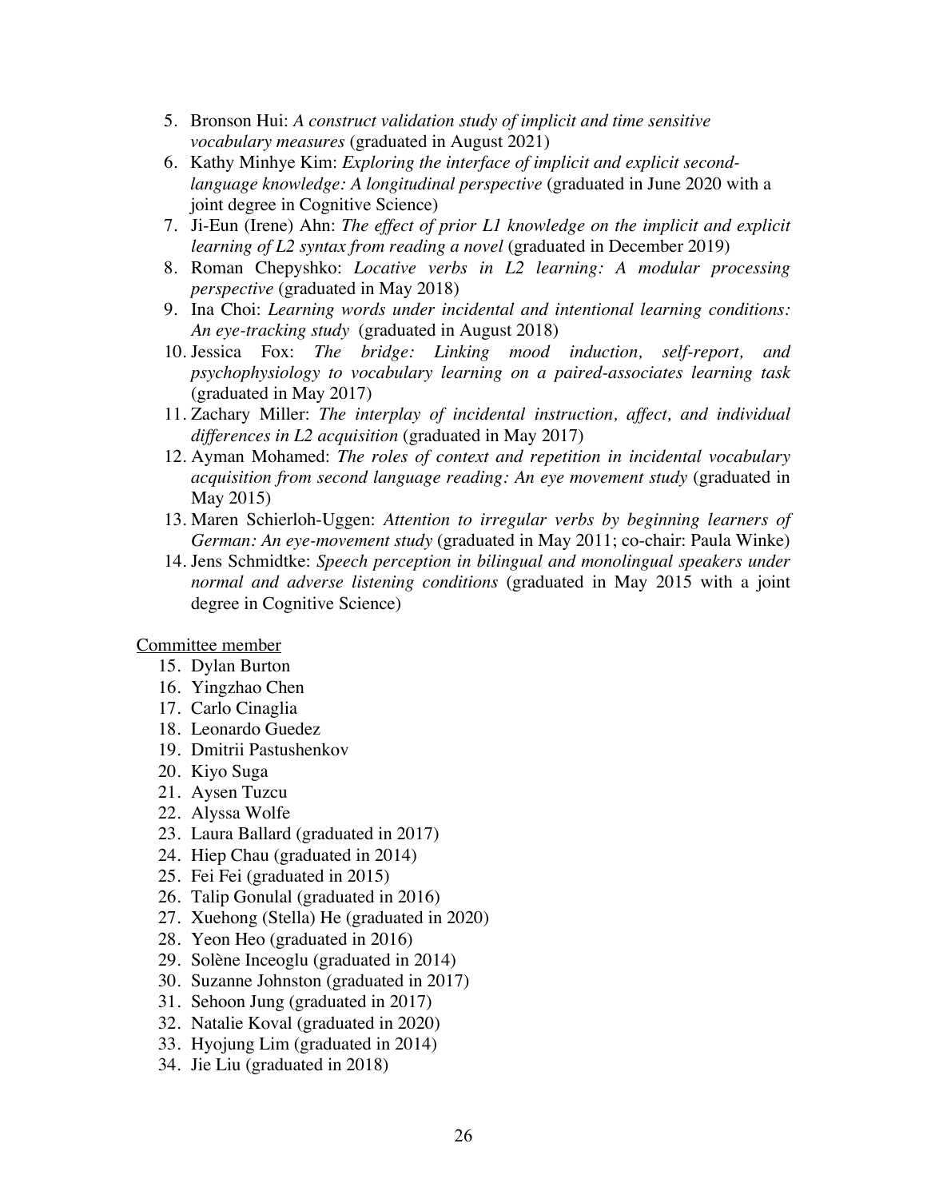5. Bronson Hui: *A construct validation study of implicit and time sensitive vocabulary measures* (graduated in August 2021)
6. Kathy Minhye Kim: *Exploring the interface of implicit and explicit second-language knowledge: A longitudinal perspective* (graduated in June 2020 with a joint degree in Cognitive Science)
7. Ji-Eun (Irene) Ahn: *The effect of prior L1 knowledge on the implicit and explicit learning of L2 syntax from reading a novel* (graduated in December 2019)
8. Roman Chepyshko: *Locative verbs in L2 learning: A modular processing perspective* (graduated in May 2018)
9. Ina Choi: *Learning words under incidental and intentional learning conditions: An eye-tracking study* (graduated in August 2018)
10. Jessica Fox: *The bridge: Linking mood induction, self-report, and psychophysiology to vocabulary learning on a paired-associates learning task* (graduated in May 2017)
11. Zachary Miller: *The interplay of incidental instruction, affect, and individual differences in L2 acquisition* (graduated in May 2017)
12. Ayman Mohamed: *The roles of context and repetition in incidental vocabulary acquisition from second language reading: An eye movement study* (graduated in May 2015)
13. Maren Schierloh-Uggen: *Attention to irregular verbs by beginning learners of German: An eye-movement study* (graduated in May 2011; co-chair: Paula Winke)
14. Jens Schmidtke: *Speech perception in bilingual and monolingual speakers under normal and adverse listening conditions* (graduated in May 2015 with a joint degree in Cognitive Science)

Committee member

15. Dylan Burton
16. Yingzhao Chen
17. Carlo Cinaglia
18. Leonardo Guedez
19. Dmitrii Pastushenkov
20. Kiyo Suga
21. Aysen Tuzcu
22. Alyssa Wolfe
23. Laura Ballard (graduated in 2017)
24. Hiep Chau (graduated in 2014)
25. Fei Fei (graduated in 2015)
26. Talip Gonulal (graduated in 2016)
27. Xuehong (Stella) He (graduated in 2020)
28. Yeon Heo (graduated in 2016)
29. Solène Inceoglu (graduated in 2014)
30. Suzanne Johnston (graduated in 2017)
31. Sehoon Jung (graduated in 2017)
32. Natalie Koval (graduated in 2020)
33. Hyojung Lim (graduated in 2014)
34. Jie Liu (graduated in 2018)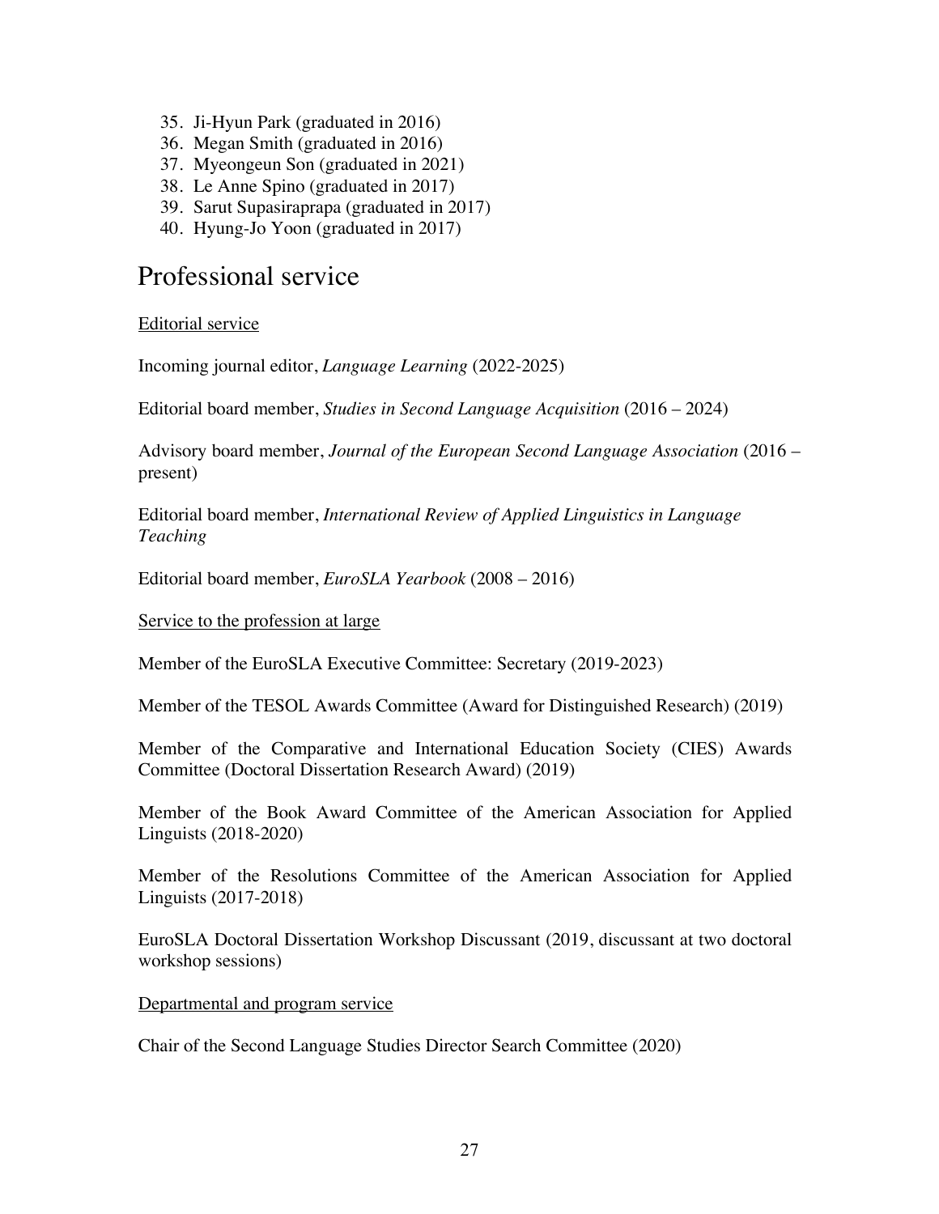35. Ji-Hyun Park (graduated in 2016)
36. Megan Smith (graduated in 2016)
37. Myeongeun Son (graduated in 2021)
38. Le Anne Spino (graduated in 2017)
39. Sarut Supasiraprapa (graduated in 2017)
40. Hyung-Jo Yoon (graduated in 2017)

# Professional service

<u>Editorial service</u>

Incoming journal editor, *Language Learning* (2022-2025)

Editorial board member, *Studies in Second Language Acquisition* (2016 – 2024)

Advisory board member, *Journal of the European Second Language Association* (2016 – present)

Editorial board member, *International Review of Applied Linguistics in Language Teaching*

Editorial board member, *EuroSLA Yearbook* (2008 – 2016)

<u>Service to the profession at large</u>

Member of the EuroSLA Executive Committee: Secretary (2019-2023)

Member of the TESOL Awards Committee (Award for Distinguished Research) (2019)

Member of the Comparative and International Education Society (CIES) Awards Committee (Doctoral Dissertation Research Award) (2019)

Member of the Book Award Committee of the American Association for Applied Linguists (2018-2020)

Member of the Resolutions Committee of the American Association for Applied Linguists (2017-2018)

EuroSLA Doctoral Dissertation Workshop Discussant (2019, discussant at two doctoral workshop sessions)

<u>Departmental and program service</u>

Chair of the Second Language Studies Director Search Committee (2020)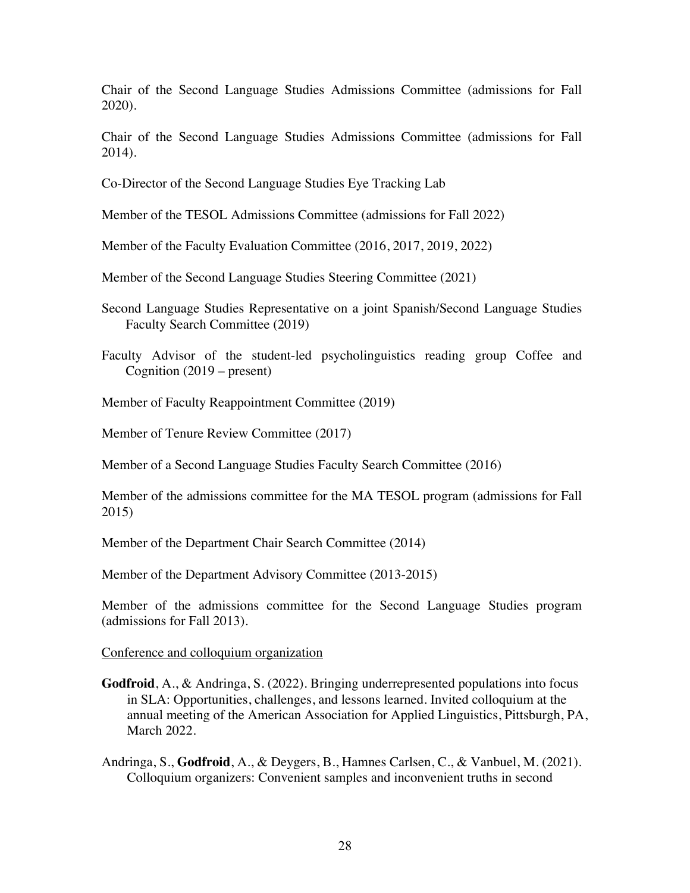Chair of the Second Language Studies Admissions Committee (admissions for Fall 2020).

Chair of the Second Language Studies Admissions Committee (admissions for Fall 2014).

Co-Director of the Second Language Studies Eye Tracking Lab

Member of the TESOL Admissions Committee (admissions for Fall 2022)

Member of the Faculty Evaluation Committee (2016, 2017, 2019, 2022)

Member of the Second Language Studies Steering Committee (2021)

Second Language Studies Representative on a joint Spanish/Second Language Studies Faculty Search Committee (2019)

Faculty Advisor of the student-led psycholinguistics reading group Coffee and Cognition (2019 – present)

Member of Faculty Reappointment Committee (2019)

Member of Tenure Review Committee (2017)

Member of a Second Language Studies Faculty Search Committee (2016)

Member of the admissions committee for the MA TESOL program (admissions for Fall 2015)

Member of the Department Chair Search Committee (2014)

Member of the Department Advisory Committee (2013-2015)

Member of the admissions committee for the Second Language Studies program (admissions for Fall 2013).

<u>Conference and colloquium organization</u>

**Godfroid**, A., & Andringa, S. (2022). Bringing underrepresented populations into focus in SLA: Opportunities, challenges, and lessons learned. Invited colloquium at the annual meeting of the American Association for Applied Linguistics, Pittsburgh, PA, March 2022.

Andringa, S., **Godfroid**, A., & Deygers, B., Hamnes Carlsen, C., & Vanbuel, M. (2021). Colloquium organizers: Convenient samples and inconvenient truths in second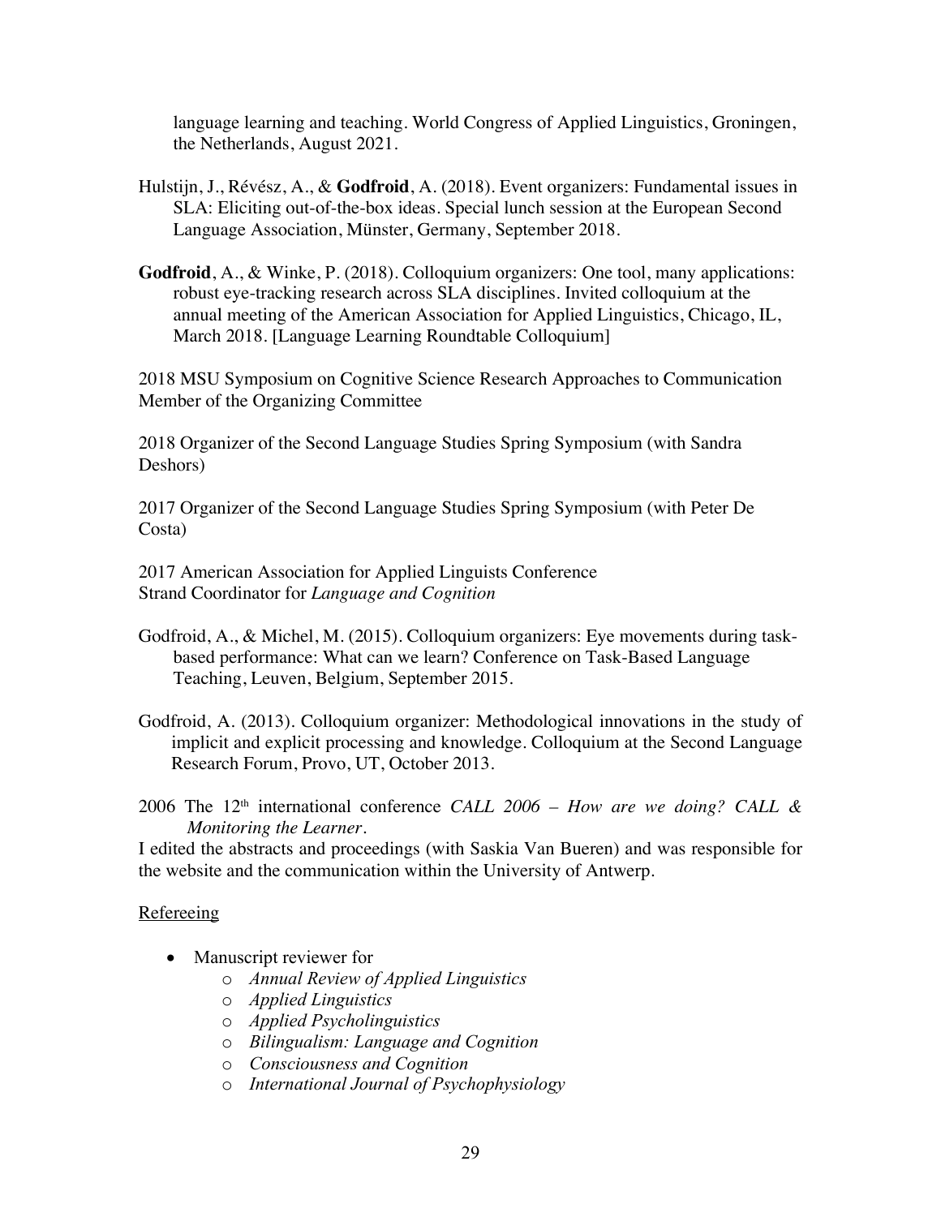language learning and teaching. World Congress of Applied Linguistics, Groningen, the Netherlands, August 2021.

Hulstijn, J., Révész, A., & **Godfroid**, A. (2018). Event organizers: Fundamental issues in SLA: Eliciting out-of-the-box ideas. Special lunch session at the European Second Language Association, Münster, Germany, September 2018.

**Godfroid**, A., & Winke, P. (2018). Colloquium organizers: One tool, many applications: robust eye-tracking research across SLA disciplines. Invited colloquium at the annual meeting of the American Association for Applied Linguistics, Chicago, IL, March 2018. [Language Learning Roundtable Colloquium]

2018 MSU Symposium on Cognitive Science Research Approaches to Communication
Member of the Organizing Committee

2018 Organizer of the Second Language Studies Spring Symposium (with Sandra Deshors)

2017 Organizer of the Second Language Studies Spring Symposium (with Peter De Costa)

2017 American Association for Applied Linguists Conference
Strand Coordinator for *Language and Cognition*

Godfroid, A., & Michel, M. (2015). Colloquium organizers: Eye movements during task-based performance: What can we learn? Conference on Task-Based Language Teaching, Leuven, Belgium, September 2015.

Godfroid, A. (2013). Colloquium organizer: Methodological innovations in the study of implicit and explicit processing and knowledge. Colloquium at the Second Language Research Forum, Provo, UT, October 2013.

2006 The 12th international conference *CALL 2006 – How are we doing? CALL & Monitoring the Learner*.
I edited the abstracts and proceedings (with Saskia Van Bueren) and was responsible for the website and the communication within the University of Antwerp.

Refereeing

- Manuscript reviewer for
  - *Annual Review of Applied Linguistics*
  - *Applied Linguistics*
  - *Applied Psycholinguistics*
  - *Bilingualism: Language and Cognition*
  - *Consciousness and Cognition*
  - *International Journal of Psychophysiology*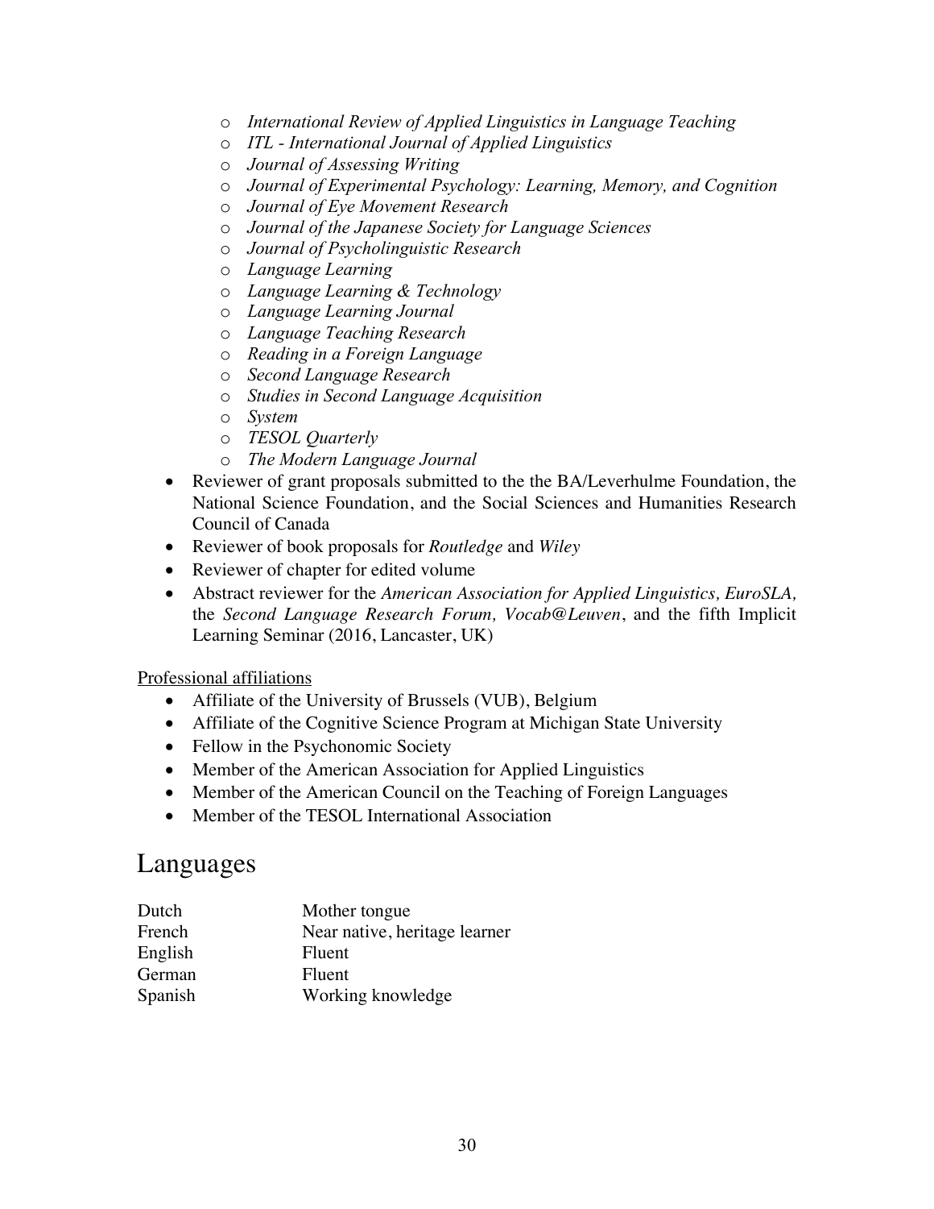- *International Review of Applied Linguistics in Language Teaching*
    - *ITL - International Journal of Applied Linguistics*
    - *Journal of Assessing Writing*
    - *Journal of Experimental Psychology: Learning, Memory, and Cognition*
    - *Journal of Eye Movement Research*
    - *Journal of the Japanese Society for Language Sciences*
    - *Journal of Psycholinguistic Research*
    - *Language Learning*
    - *Language Learning & Technology*
    - *Language Learning Journal*
    - *Language Teaching Research*
    - *Reading in a Foreign Language*
    - *Second Language Research*
    - *Studies in Second Language Acquisition*
    - *System*
    - *TESOL Quarterly*
    - *The Modern Language Journal*
- Reviewer of grant proposals submitted to the the BA/Leverhulme Foundation, the National Science Foundation, and the Social Sciences and Humanities Research Council of Canada
- Reviewer of book proposals for *Routledge* and *Wiley*
- Reviewer of chapter for edited volume
- Abstract reviewer for the *American Association for Applied Linguistics, EuroSLA,* the *Second Language Research Forum, Vocab@Leuven*, and the fifth Implicit Learning Seminar (2016, Lancaster, UK)

Professional affiliations

- Affiliate of the University of Brussels (VUB), Belgium
- Affiliate of the Cognitive Science Program at Michigan State University
- Fellow in the Psychonomic Society
- Member of the American Association for Applied Linguistics
- Member of the American Council on the Teaching of Foreign Languages
- Member of the TESOL International Association

# Languages

| | |
|---|---|
| Dutch | Mother tongue |
| French | Near native, heritage learner |
| English | Fluent |
| German | Fluent |
| Spanish | Working knowledge |